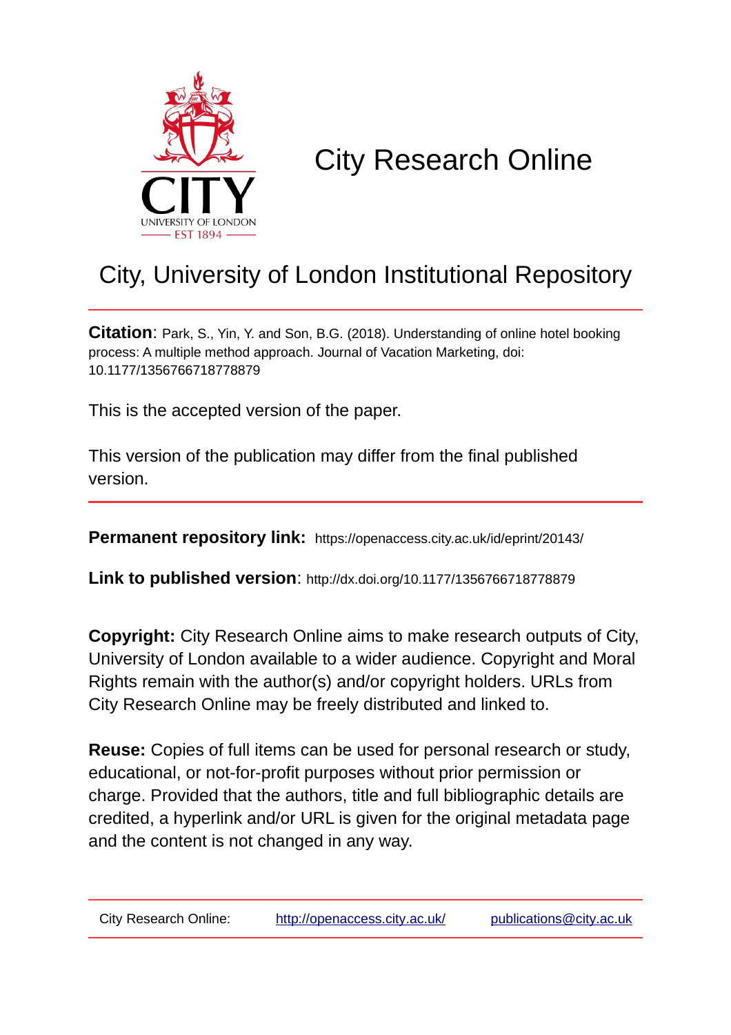# City Research Online

## City, University of London Institutional Repository

**Citation**: Park, S., Yin, Y. and Son, B.G. (2018). Understanding of online hotel booking process: A multiple method approach. Journal of Vacation Marketing, doi: 10.1177/1356766718778879

This is the accepted version of the paper.

This version of the publication may differ from the final published version.

**Permanent repository link:** https://openaccess.city.ac.uk/id/eprint/20143/

**Link to published version**: http://dx.doi.org/10.1177/1356766718778879

**Copyright:** City Research Online aims to make research outputs of City, University of London available to a wider audience. Copyright and Moral Rights remain with the author(s) and/or copyright holders. URLs from City Research Online may be freely distributed and linked to.

**Reuse:** Copies of full items can be used for personal research or study, educational, or not-for-profit purposes without prior permission or charge. Provided that the authors, title and full bibliographic details are credited, a hyperlink and/or URL is given for the original metadata page and the content is not changed in any way.

City Research Online: http://openaccess.city.ac.uk/ publications@city.ac.uk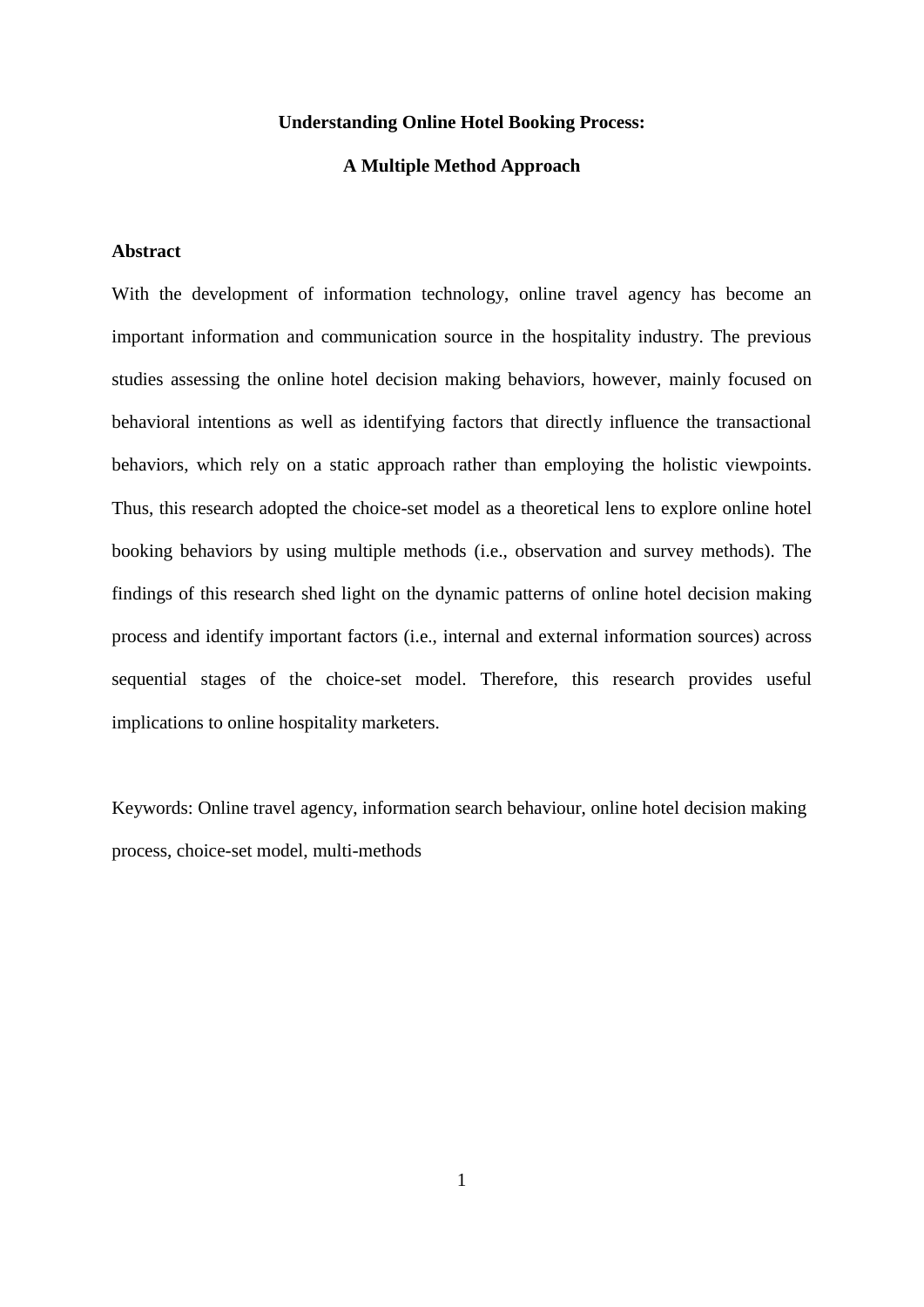# Understanding Online Hotel Booking Process:

# A Multiple Method Approach

## Abstract

With the development of information technology, online travel agency has become an important information and communication source in the hospitality industry. The previous studies assessing the online hotel decision making behaviors, however, mainly focused on behavioral intentions as well as identifying factors that directly influence the transactional behaviors, which rely on a static approach rather than employing the holistic viewpoints. Thus, this research adopted the choice-set model as a theoretical lens to explore online hotel booking behaviors by using multiple methods (i.e., observation and survey methods). The findings of this research shed light on the dynamic patterns of online hotel decision making process and identify important factors (i.e., internal and external information sources) across sequential stages of the choice-set model. Therefore, this research provides useful implications to online hospitality marketers.

Keywords: Online travel agency, information search behaviour, online hotel decision making process, choice-set model, multi-methods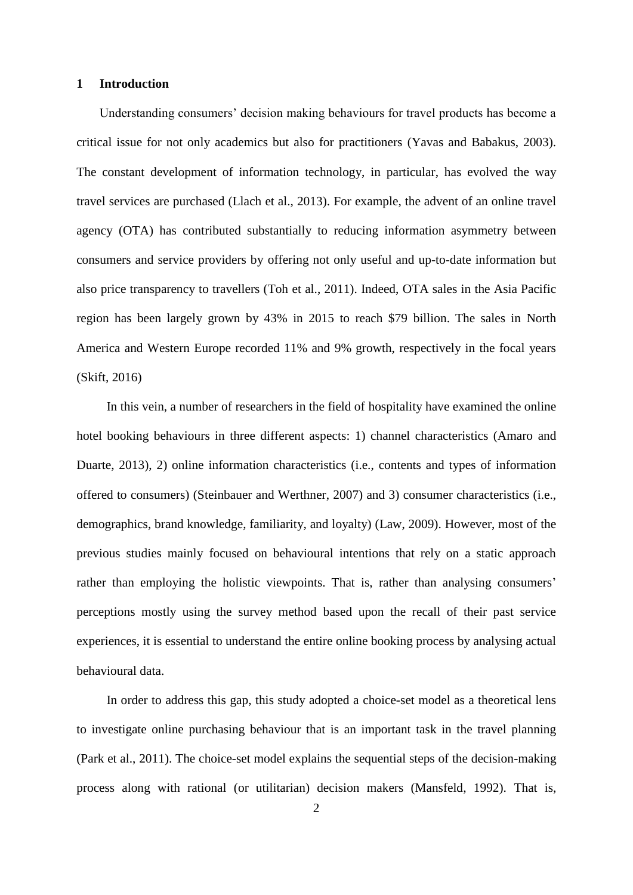## 1 Introduction

Understanding consumers' decision making behaviours for travel products has become a critical issue for not only academics but also for practitioners (Yavas and Babakus, 2003). The constant development of information technology, in particular, has evolved the way travel services are purchased (Llach et al., 2013). For example, the advent of an online travel agency (OTA) has contributed substantially to reducing information asymmetry between consumers and service providers by offering not only useful and up-to-date information but also price transparency to travellers (Toh et al., 2011). Indeed, OTA sales in the Asia Pacific region has been largely grown by 43% in 2015 to reach $79 billion. The sales in North America and Western Europe recorded 11% and 9% growth, respectively in the focal years (Skift, 2016)

In this vein, a number of researchers in the field of hospitality have examined the online hotel booking behaviours in three different aspects: 1) channel characteristics (Amaro and Duarte, 2013), 2) online information characteristics (i.e., contents and types of information offered to consumers) (Steinbauer and Werthner, 2007) and 3) consumer characteristics (i.e., demographics, brand knowledge, familiarity, and loyalty) (Law, 2009). However, most of the previous studies mainly focused on behavioural intentions that rely on a static approach rather than employing the holistic viewpoints. That is, rather than analysing consumers' perceptions mostly using the survey method based upon the recall of their past service experiences, it is essential to understand the entire online booking process by analysing actual behavioural data.

In order to address this gap, this study adopted a choice-set model as a theoretical lens to investigate online purchasing behaviour that is an important task in the travel planning (Park et al., 2011). The choice-set model explains the sequential steps of the decision-making process along with rational (or utilitarian) decision makers (Mansfeld, 1992). That is,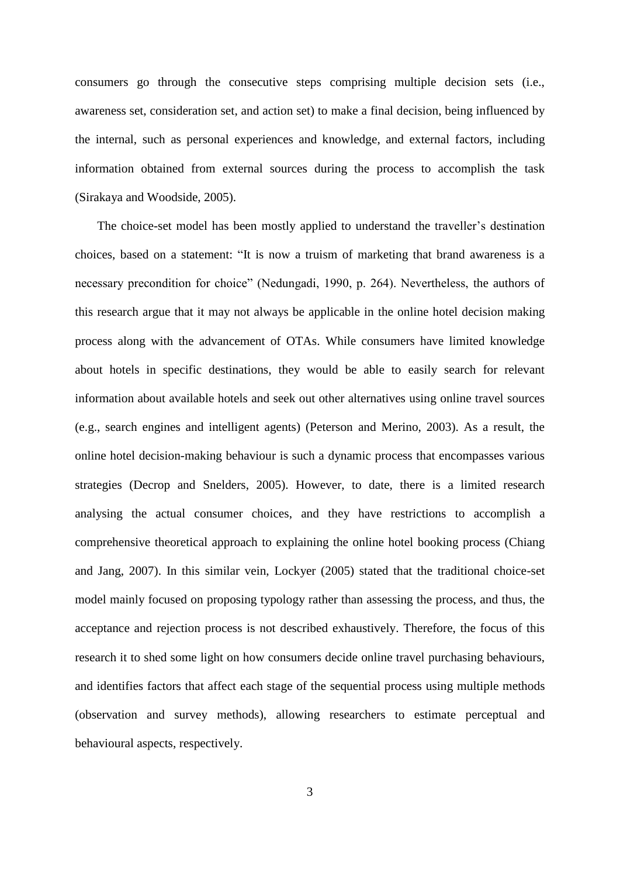consumers go through the consecutive steps comprising multiple decision sets (i.e., awareness set, consideration set, and action set) to make a final decision, being influenced by the internal, such as personal experiences and knowledge, and external factors, including information obtained from external sources during the process to accomplish the task (Sirakaya and Woodside, 2005).

The choice-set model has been mostly applied to understand the traveller's destination choices, based on a statement: "It is now a truism of marketing that brand awareness is a necessary precondition for choice" (Nedungadi, 1990, p. 264). Nevertheless, the authors of this research argue that it may not always be applicable in the online hotel decision making process along with the advancement of OTAs. While consumers have limited knowledge about hotels in specific destinations, they would be able to easily search for relevant information about available hotels and seek out other alternatives using online travel sources (e.g., search engines and intelligent agents) (Peterson and Merino, 2003). As a result, the online hotel decision-making behaviour is such a dynamic process that encompasses various strategies (Decrop and Snelders, 2005). However, to date, there is a limited research analysing the actual consumer choices, and they have restrictions to accomplish a comprehensive theoretical approach to explaining the online hotel booking process (Chiang and Jang, 2007). In this similar vein, Lockyer (2005) stated that the traditional choice-set model mainly focused on proposing typology rather than assessing the process, and thus, the acceptance and rejection process is not described exhaustively. Therefore, the focus of this research it to shed some light on how consumers decide online travel purchasing behaviours, and identifies factors that affect each stage of the sequential process using multiple methods (observation and survey methods), allowing researchers to estimate perceptual and behavioural aspects, respectively.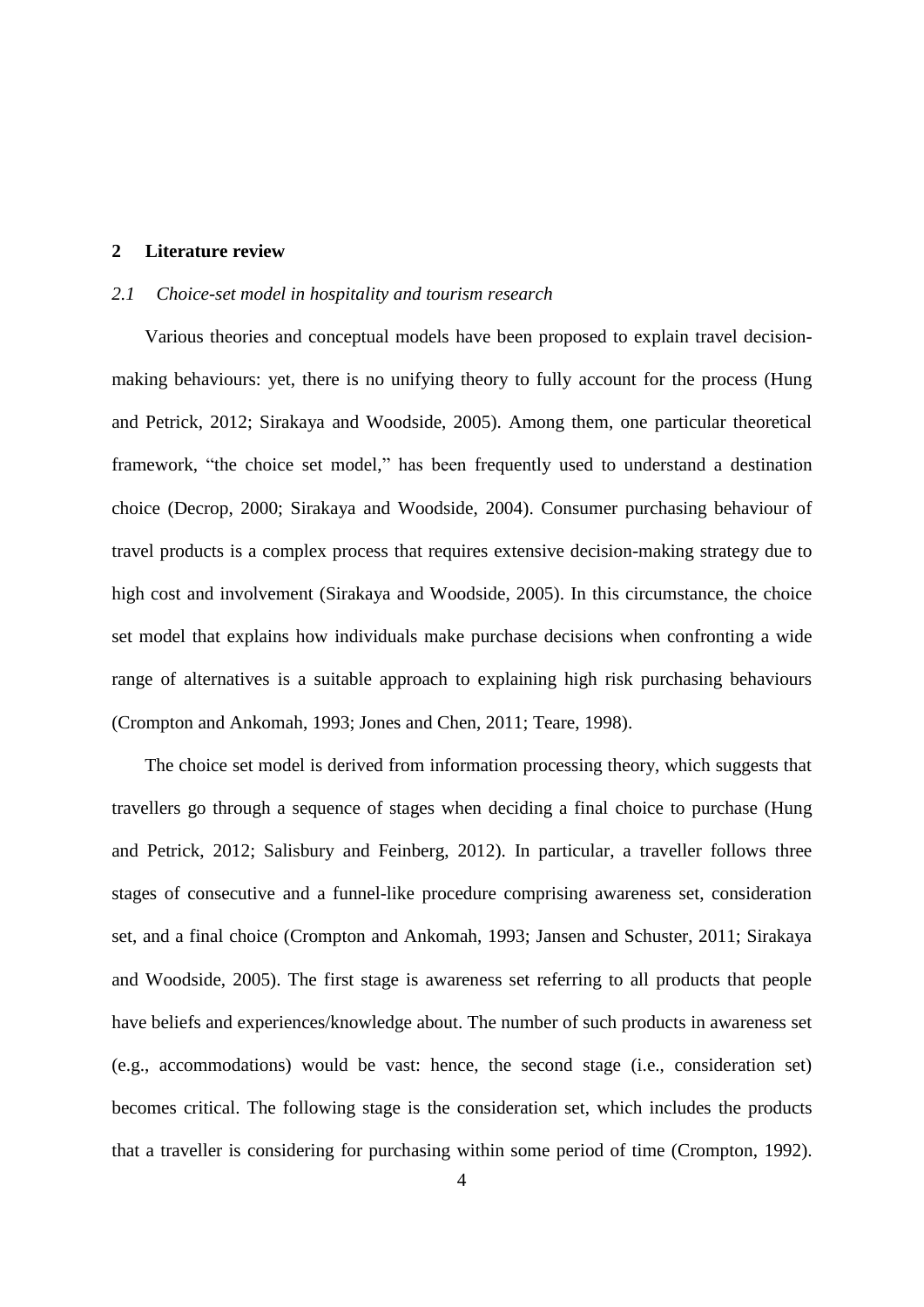## 2 Literature review

### *2.1 Choice-set model in hospitality and tourism research*

Various theories and conceptual models have been proposed to explain travel decision-making behaviours: yet, there is no unifying theory to fully account for the process (Hung and Petrick, 2012; Sirakaya and Woodside, 2005). Among them, one particular theoretical framework, "the choice set model," has been frequently used to understand a destination choice (Decrop, 2000; Sirakaya and Woodside, 2004). Consumer purchasing behaviour of travel products is a complex process that requires extensive decision-making strategy due to high cost and involvement (Sirakaya and Woodside, 2005). In this circumstance, the choice set model that explains how individuals make purchase decisions when confronting a wide range of alternatives is a suitable approach to explaining high risk purchasing behaviours (Crompton and Ankomah, 1993; Jones and Chen, 2011; Teare, 1998).

The choice set model is derived from information processing theory, which suggests that travellers go through a sequence of stages when deciding a final choice to purchase (Hung and Petrick, 2012; Salisbury and Feinberg, 2012). In particular, a traveller follows three stages of consecutive and a funnel-like procedure comprising awareness set, consideration set, and a final choice (Crompton and Ankomah, 1993; Jansen and Schuster, 2011; Sirakaya and Woodside, 2005). The first stage is awareness set referring to all products that people have beliefs and experiences/knowledge about. The number of such products in awareness set (e.g., accommodations) would be vast: hence, the second stage (i.e., consideration set) becomes critical. The following stage is the consideration set, which includes the products that a traveller is considering for purchasing within some period of time (Crompton, 1992).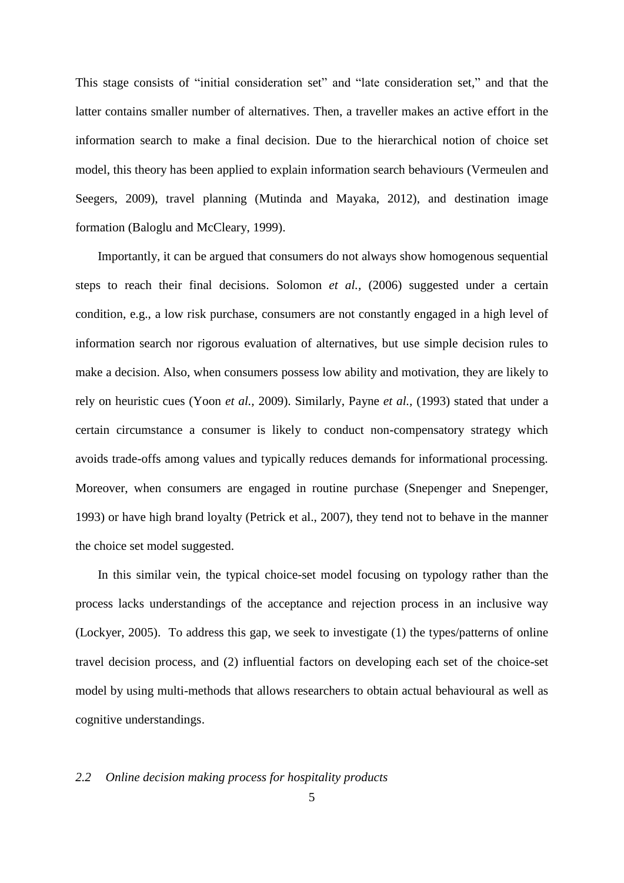This stage consists of "initial consideration set" and "late consideration set," and that the latter contains smaller number of alternatives. Then, a traveller makes an active effort in the information search to make a final decision. Due to the hierarchical notion of choice set model, this theory has been applied to explain information search behaviours (Vermeulen and Seegers, 2009), travel planning (Mutinda and Mayaka, 2012), and destination image formation (Baloglu and McCleary, 1999).

Importantly, it can be argued that consumers do not always show homogenous sequential steps to reach their final decisions. Solomon *et al.*, (2006) suggested under a certain condition, e.g., a low risk purchase, consumers are not constantly engaged in a high level of information search nor rigorous evaluation of alternatives, but use simple decision rules to make a decision. Also, when consumers possess low ability and motivation, they are likely to rely on heuristic cues (Yoon *et al.*, 2009). Similarly, Payne *et al.*, (1993) stated that under a certain circumstance a consumer is likely to conduct non-compensatory strategy which avoids trade-offs among values and typically reduces demands for informational processing. Moreover, when consumers are engaged in routine purchase (Snepenger and Snepenger, 1993) or have high brand loyalty (Petrick et al., 2007), they tend not to behave in the manner the choice set model suggested.

In this similar vein, the typical choice-set model focusing on typology rather than the process lacks understandings of the acceptance and rejection process in an inclusive way (Lockyer, 2005). To address this gap, we seek to investigate (1) the types/patterns of online travel decision process, and (2) influential factors on developing each set of the choice-set model by using multi-methods that allows researchers to obtain actual behavioural as well as cognitive understandings.

### *2.2 Online decision making process for hospitality products*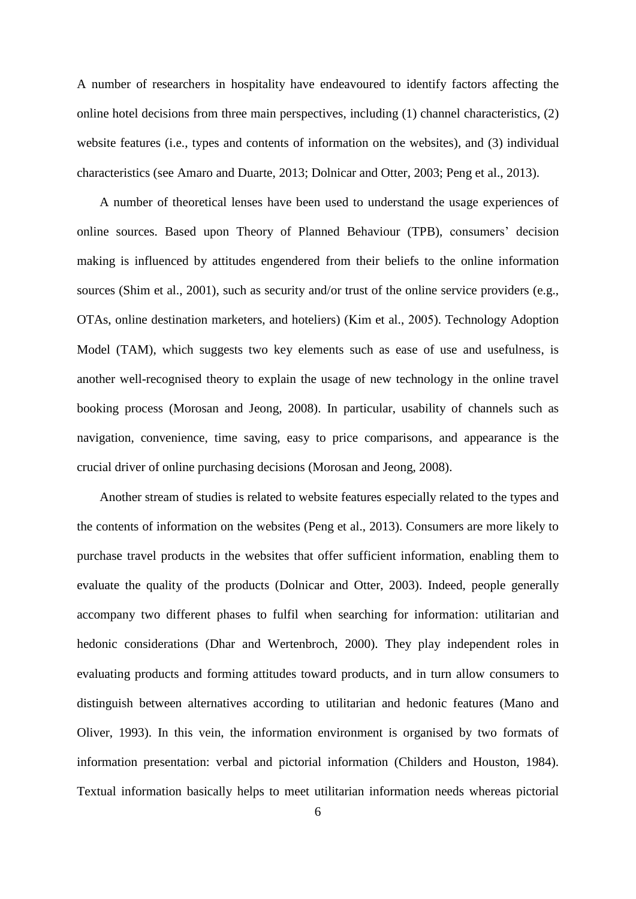A number of researchers in hospitality have endeavoured to identify factors affecting the online hotel decisions from three main perspectives, including (1) channel characteristics, (2) website features (i.e., types and contents of information on the websites), and (3) individual characteristics (see Amaro and Duarte, 2013; Dolnicar and Otter, 2003; Peng et al., 2013).

A number of theoretical lenses have been used to understand the usage experiences of online sources. Based upon Theory of Planned Behaviour (TPB), consumers' decision making is influenced by attitudes engendered from their beliefs to the online information sources (Shim et al., 2001), such as security and/or trust of the online service providers (e.g., OTAs, online destination marketers, and hoteliers) (Kim et al., 2005). Technology Adoption Model (TAM), which suggests two key elements such as ease of use and usefulness, is another well-recognised theory to explain the usage of new technology in the online travel booking process (Morosan and Jeong, 2008). In particular, usability of channels such as navigation, convenience, time saving, easy to price comparisons, and appearance is the crucial driver of online purchasing decisions (Morosan and Jeong, 2008).

Another stream of studies is related to website features especially related to the types and the contents of information on the websites (Peng et al., 2013). Consumers are more likely to purchase travel products in the websites that offer sufficient information, enabling them to evaluate the quality of the products (Dolnicar and Otter, 2003). Indeed, people generally accompany two different phases to fulfil when searching for information: utilitarian and hedonic considerations (Dhar and Wertenbroch, 2000). They play independent roles in evaluating products and forming attitudes toward products, and in turn allow consumers to distinguish between alternatives according to utilitarian and hedonic features (Mano and Oliver, 1993). In this vein, the information environment is organised by two formats of information presentation: verbal and pictorial information (Childers and Houston, 1984). Textual information basically helps to meet utilitarian information needs whereas pictorial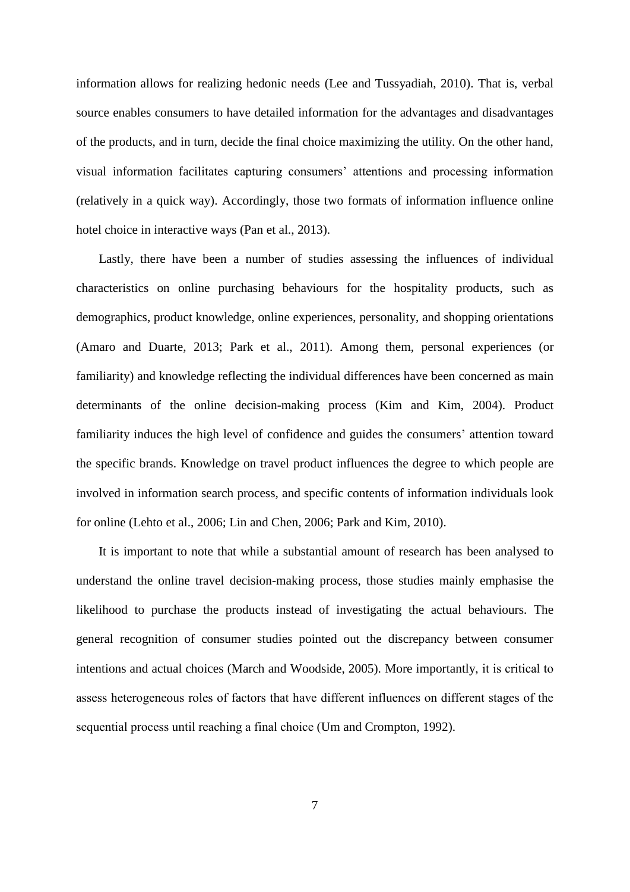information allows for realizing hedonic needs (Lee and Tussyadiah, 2010). That is, verbal source enables consumers to have detailed information for the advantages and disadvantages of the products, and in turn, decide the final choice maximizing the utility. On the other hand, visual information facilitates capturing consumers' attentions and processing information (relatively in a quick way). Accordingly, those two formats of information influence online hotel choice in interactive ways (Pan et al., 2013).

Lastly, there have been a number of studies assessing the influences of individual characteristics on online purchasing behaviours for the hospitality products, such as demographics, product knowledge, online experiences, personality, and shopping orientations (Amaro and Duarte, 2013; Park et al., 2011). Among them, personal experiences (or familiarity) and knowledge reflecting the individual differences have been concerned as main determinants of the online decision-making process (Kim and Kim, 2004). Product familiarity induces the high level of confidence and guides the consumers' attention toward the specific brands. Knowledge on travel product influences the degree to which people are involved in information search process, and specific contents of information individuals look for online (Lehto et al., 2006; Lin and Chen, 2006; Park and Kim, 2010).

It is important to note that while a substantial amount of research has been analysed to understand the online travel decision-making process, those studies mainly emphasise the likelihood to purchase the products instead of investigating the actual behaviours. The general recognition of consumer studies pointed out the discrepancy between consumer intentions and actual choices (March and Woodside, 2005). More importantly, it is critical to assess heterogeneous roles of factors that have different influences on different stages of the sequential process until reaching a final choice (Um and Crompton, 1992).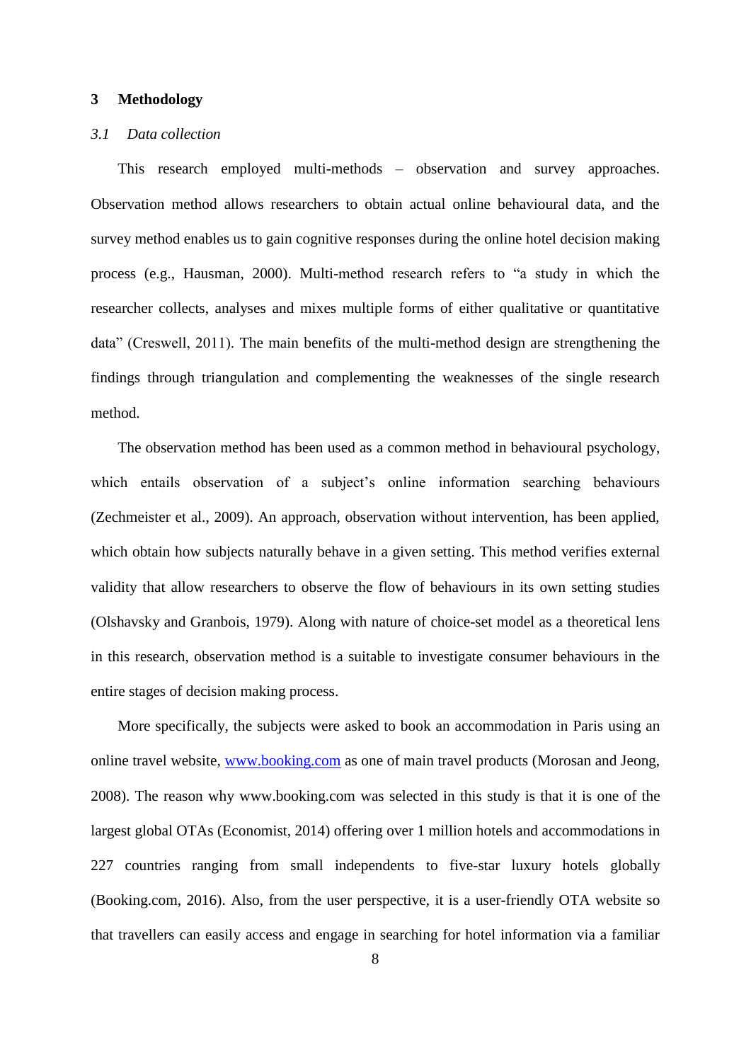## 3 Methodology

### *3.1 Data collection*

This research employed multi-methods – observation and survey approaches. Observation method allows researchers to obtain actual online behavioural data, and the survey method enables us to gain cognitive responses during the online hotel decision making process (e.g., Hausman, 2000). Multi-method research refers to "a study in which the researcher collects, analyses and mixes multiple forms of either qualitative or quantitative data" (Creswell, 2011). The main benefits of the multi-method design are strengthening the findings through triangulation and complementing the weaknesses of the single research method.

The observation method has been used as a common method in behavioural psychology, which entails observation of a subject's online information searching behaviours (Zechmeister et al., 2009). An approach, observation without intervention, has been applied, which obtain how subjects naturally behave in a given setting. This method verifies external validity that allow researchers to observe the flow of behaviours in its own setting studies (Olshavsky and Granbois, 1979). Along with nature of choice-set model as a theoretical lens in this research, observation method is a suitable to investigate consumer behaviours in the entire stages of decision making process.

More specifically, the subjects were asked to book an accommodation in Paris using an online travel website, [www.booking.com](http://www.booking.com) as one of main travel products (Morosan and Jeong, 2008). The reason why www.booking.com was selected in this study is that it is one of the largest global OTAs (Economist, 2014) offering over 1 million hotels and accommodations in 227 countries ranging from small independents to five-star luxury hotels globally (Booking.com, 2016). Also, from the user perspective, it is a user-friendly OTA website so that travellers can easily access and engage in searching for hotel information via a familiar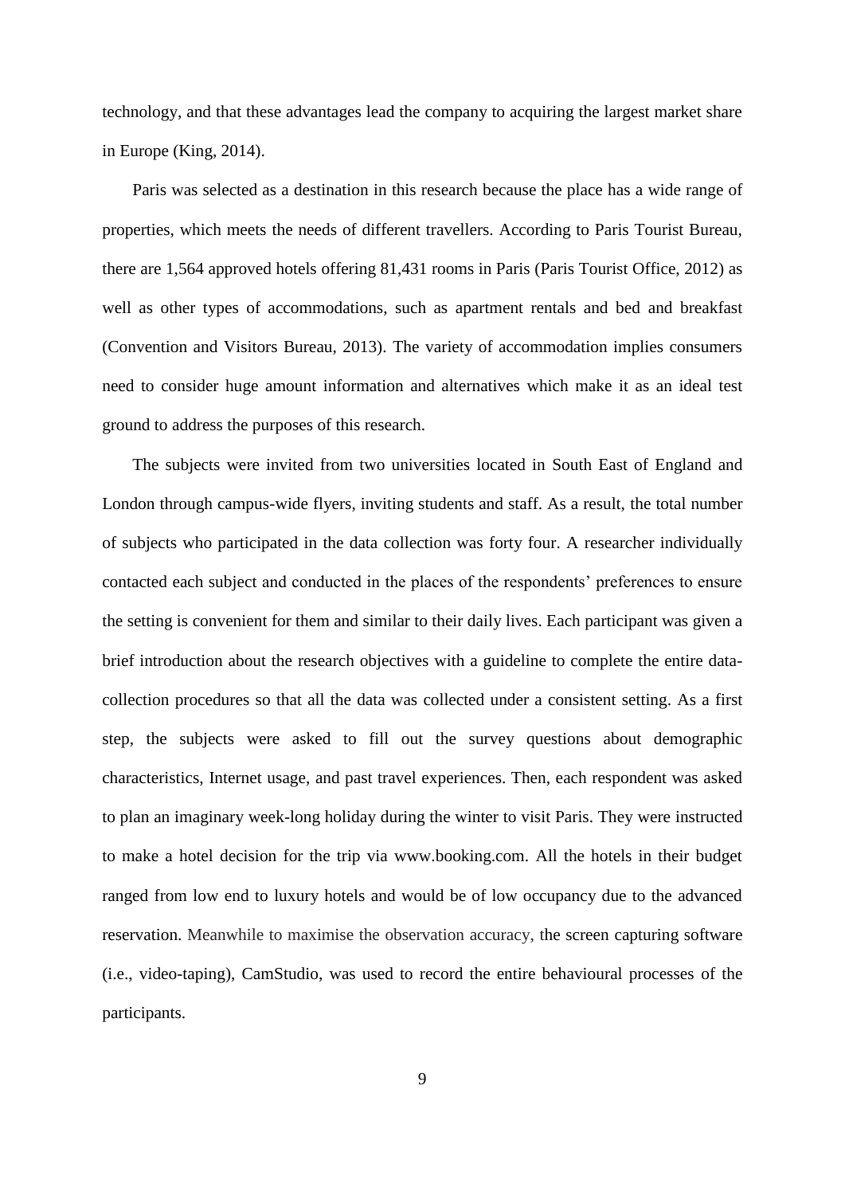technology, and that these advantages lead the company to acquiring the largest market share in Europe (King, 2014).

Paris was selected as a destination in this research because the place has a wide range of properties, which meets the needs of different travellers. According to Paris Tourist Bureau, there are 1,564 approved hotels offering 81,431 rooms in Paris (Paris Tourist Office, 2012) as well as other types of accommodations, such as apartment rentals and bed and breakfast (Convention and Visitors Bureau, 2013). The variety of accommodation implies consumers need to consider huge amount information and alternatives which make it as an ideal test ground to address the purposes of this research.

The subjects were invited from two universities located in South East of England and London through campus-wide flyers, inviting students and staff. As a result, the total number of subjects who participated in the data collection was forty four. A researcher individually contacted each subject and conducted in the places of the respondents' preferences to ensure the setting is convenient for them and similar to their daily lives. Each participant was given a brief introduction about the research objectives with a guideline to complete the entire data-collection procedures so that all the data was collected under a consistent setting. As a first step, the subjects were asked to fill out the survey questions about demographic characteristics, Internet usage, and past travel experiences. Then, each respondent was asked to plan an imaginary week-long holiday during the winter to visit Paris. They were instructed to make a hotel decision for the trip via www.booking.com. All the hotels in their budget ranged from low end to luxury hotels and would be of low occupancy due to the advanced reservation. Meanwhile to maximise the observation accuracy, the screen capturing software (i.e., video-taping), CamStudio, was used to record the entire behavioural processes of the participants.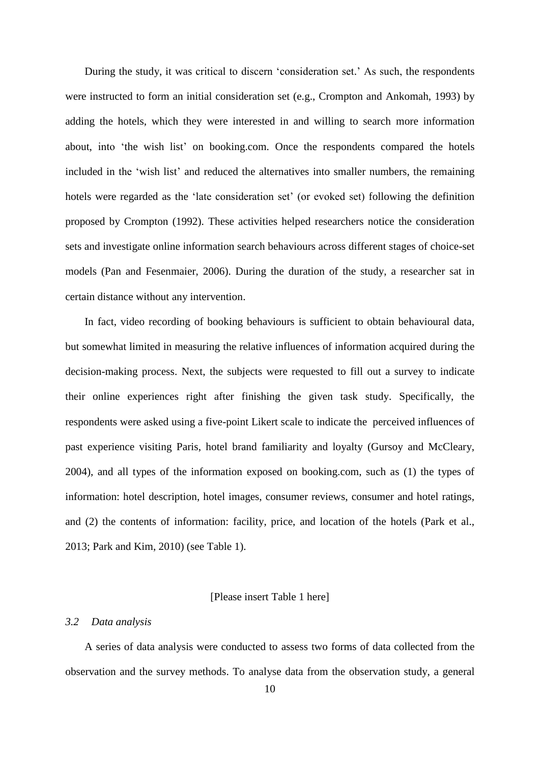During the study, it was critical to discern 'consideration set.' As such, the respondents were instructed to form an initial consideration set (e.g., Crompton and Ankomah, 1993) by adding the hotels, which they were interested in and willing to search more information about, into 'the wish list' on booking.com. Once the respondents compared the hotels included in the 'wish list' and reduced the alternatives into smaller numbers, the remaining hotels were regarded as the 'late consideration set' (or evoked set) following the definition proposed by Crompton (1992). These activities helped researchers notice the consideration sets and investigate online information search behaviours across different stages of choice-set models (Pan and Fesenmaier, 2006). During the duration of the study, a researcher sat in certain distance without any intervention.

In fact, video recording of booking behaviours is sufficient to obtain behavioural data, but somewhat limited in measuring the relative influences of information acquired during the decision-making process. Next, the subjects were requested to fill out a survey to indicate their online experiences right after finishing the given task study. Specifically, the respondents were asked using a five-point Likert scale to indicate the perceived influences of past experience visiting Paris, hotel brand familiarity and loyalty (Gursoy and McCleary, 2004), and all types of the information exposed on booking.com, such as (1) the types of information: hotel description, hotel images, consumer reviews, consumer and hotel ratings, and (2) the contents of information: facility, price, and location of the hotels (Park et al., 2013; Park and Kim, 2010) (see Table 1).

[Please insert Table 1 here]

### *3.2 Data analysis*

A series of data analysis were conducted to assess two forms of data collected from the observation and the survey methods. To analyse data from the observation study, a general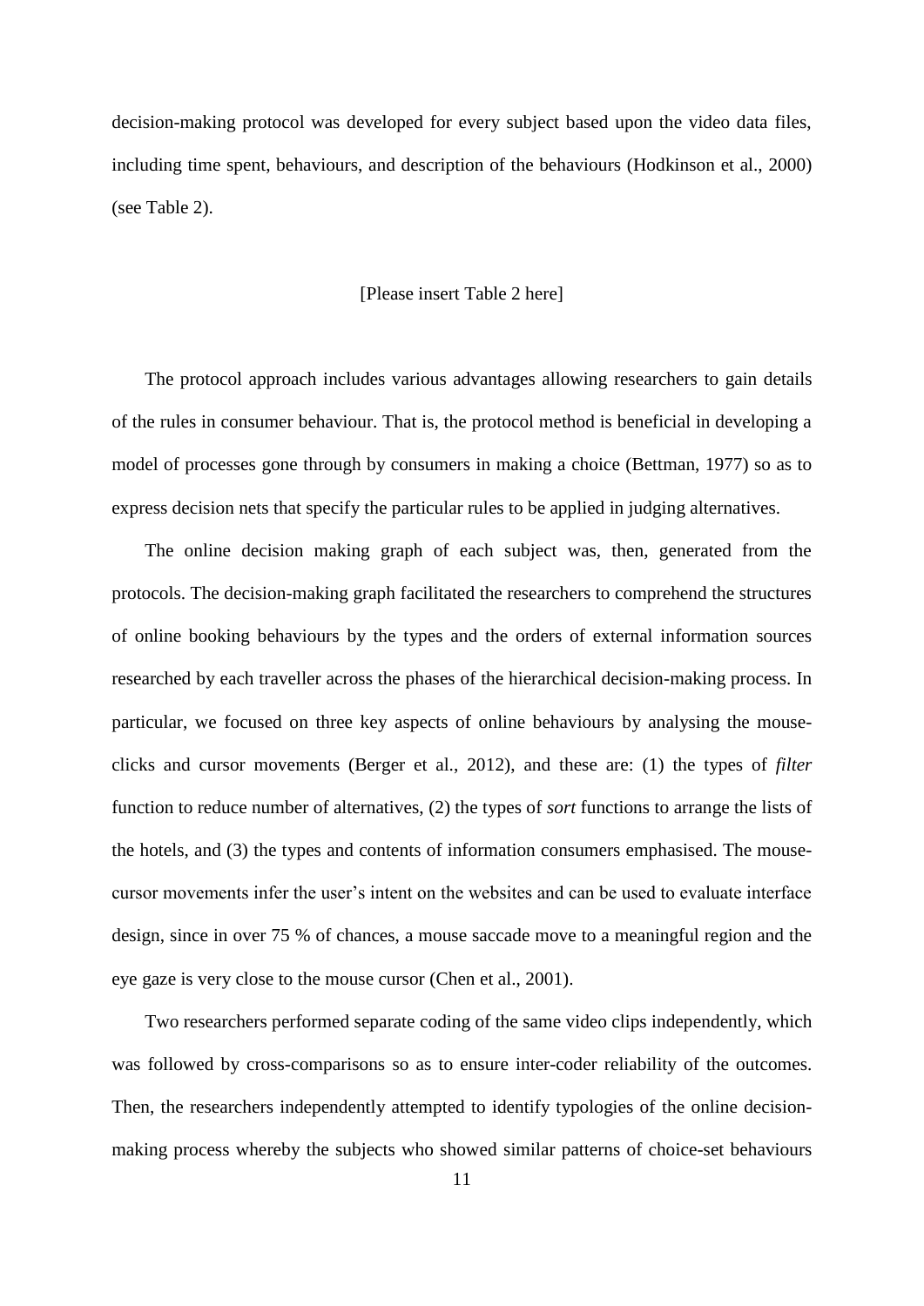decision-making protocol was developed for every subject based upon the video data files, including time spent, behaviours, and description of the behaviours (Hodkinson et al., 2000) (see Table 2).

[Please insert Table 2 here]

The protocol approach includes various advantages allowing researchers to gain details of the rules in consumer behaviour. That is, the protocol method is beneficial in developing a model of processes gone through by consumers in making a choice (Bettman, 1977) so as to express decision nets that specify the particular rules to be applied in judging alternatives.

The online decision making graph of each subject was, then, generated from the protocols. The decision-making graph facilitated the researchers to comprehend the structures of online booking behaviours by the types and the orders of external information sources researched by each traveller across the phases of the hierarchical decision-making process. In particular, we focused on three key aspects of online behaviours by analysing the mouse-clicks and cursor movements (Berger et al., 2012), and these are: (1) the types of *filter* function to reduce number of alternatives, (2) the types of *sort* functions to arrange the lists of the hotels, and (3) the types and contents of information consumers emphasised. The mouse-cursor movements infer the user's intent on the websites and can be used to evaluate interface design, since in over 75 % of chances, a mouse saccade move to a meaningful region and the eye gaze is very close to the mouse cursor (Chen et al., 2001).

Two researchers performed separate coding of the same video clips independently, which was followed by cross-comparisons so as to ensure inter-coder reliability of the outcomes. Then, the researchers independently attempted to identify typologies of the online decision-making process whereby the subjects who showed similar patterns of choice-set behaviours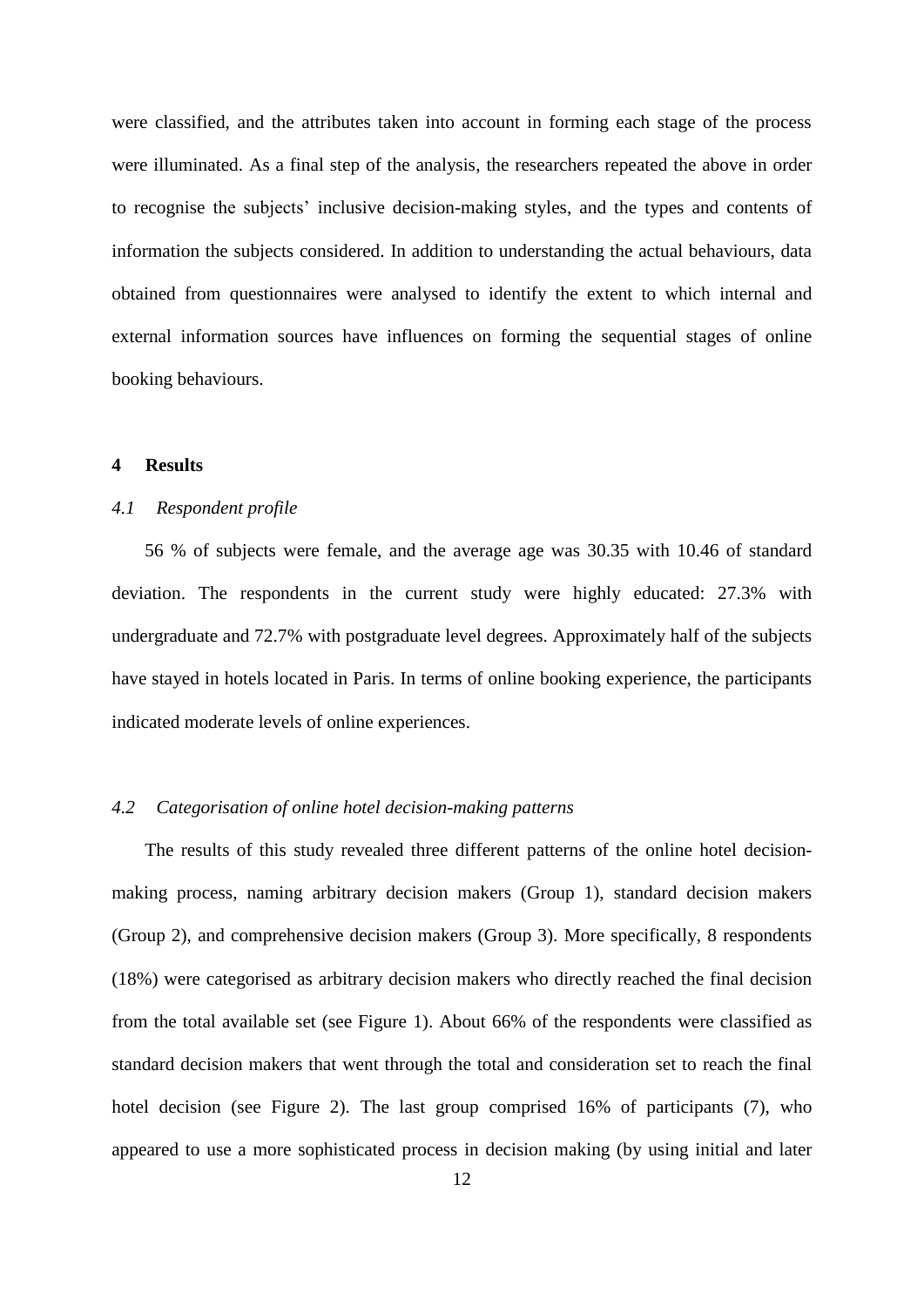were classified, and the attributes taken into account in forming each stage of the process were illuminated. As a final step of the analysis, the researchers repeated the above in order to recognise the subjects' inclusive decision-making styles, and the types and contents of information the subjects considered. In addition to understanding the actual behaviours, data obtained from questionnaires were analysed to identify the extent to which internal and external information sources have influences on forming the sequential stages of online booking behaviours.

## 4 Results

### *4.1 Respondent profile*

56 % of subjects were female, and the average age was 30.35 with 10.46 of standard deviation. The respondents in the current study were highly educated: 27.3% with undergraduate and 72.7% with postgraduate level degrees. Approximately half of the subjects have stayed in hotels located in Paris. In terms of online booking experience, the participants indicated moderate levels of online experiences.

### *4.2 Categorisation of online hotel decision-making patterns*

The results of this study revealed three different patterns of the online hotel decision-making process, naming arbitrary decision makers (Group 1), standard decision makers (Group 2), and comprehensive decision makers (Group 3). More specifically, 8 respondents (18%) were categorised as arbitrary decision makers who directly reached the final decision from the total available set (see Figure 1). About 66% of the respondents were classified as standard decision makers that went through the total and consideration set to reach the final hotel decision (see Figure 2). The last group comprised 16% of participants (7), who appeared to use a more sophisticated process in decision making (by using initial and later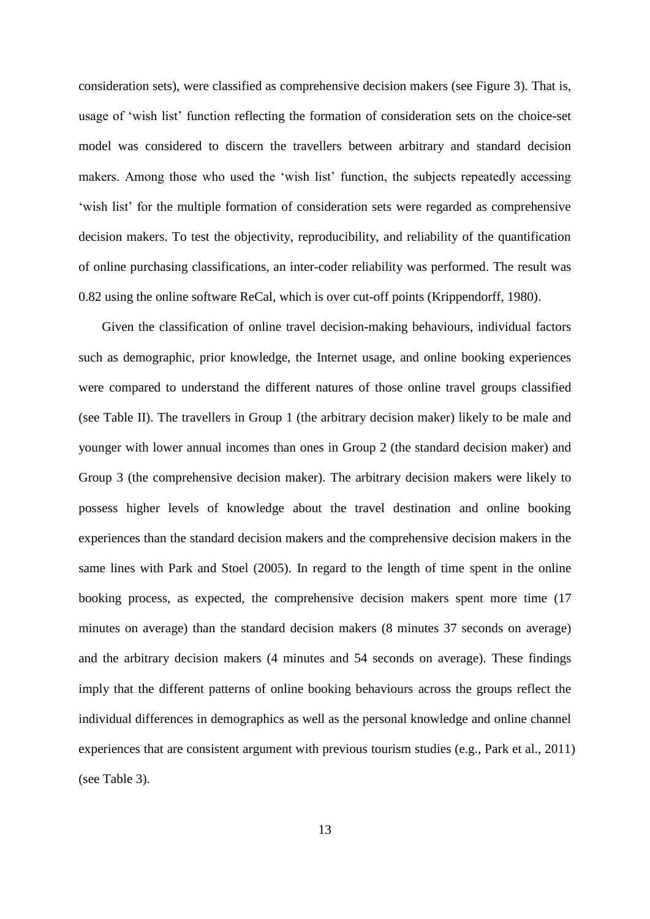consideration sets), were classified as comprehensive decision makers (see Figure 3). That is, usage of 'wish list' function reflecting the formation of consideration sets on the choice-set model was considered to discern the travellers between arbitrary and standard decision makers. Among those who used the 'wish list' function, the subjects repeatedly accessing 'wish list' for the multiple formation of consideration sets were regarded as comprehensive decision makers. To test the objectivity, reproducibility, and reliability of the quantification of online purchasing classifications, an inter-coder reliability was performed. The result was 0.82 using the online software ReCal, which is over cut-off points (Krippendorff, 1980).

Given the classification of online travel decision-making behaviours, individual factors such as demographic, prior knowledge, the Internet usage, and online booking experiences were compared to understand the different natures of those online travel groups classified (see Table II). The travellers in Group 1 (the arbitrary decision maker) likely to be male and younger with lower annual incomes than ones in Group 2 (the standard decision maker) and Group 3 (the comprehensive decision maker). The arbitrary decision makers were likely to possess higher levels of knowledge about the travel destination and online booking experiences than the standard decision makers and the comprehensive decision makers in the same lines with Park and Stoel (2005). In regard to the length of time spent in the online booking process, as expected, the comprehensive decision makers spent more time (17 minutes on average) than the standard decision makers (8 minutes 37 seconds on average) and the arbitrary decision makers (4 minutes and 54 seconds on average). These findings imply that the different patterns of online booking behaviours across the groups reflect the individual differences in demographics as well as the personal knowledge and online channel experiences that are consistent argument with previous tourism studies (e.g., Park et al., 2011) (see Table 3).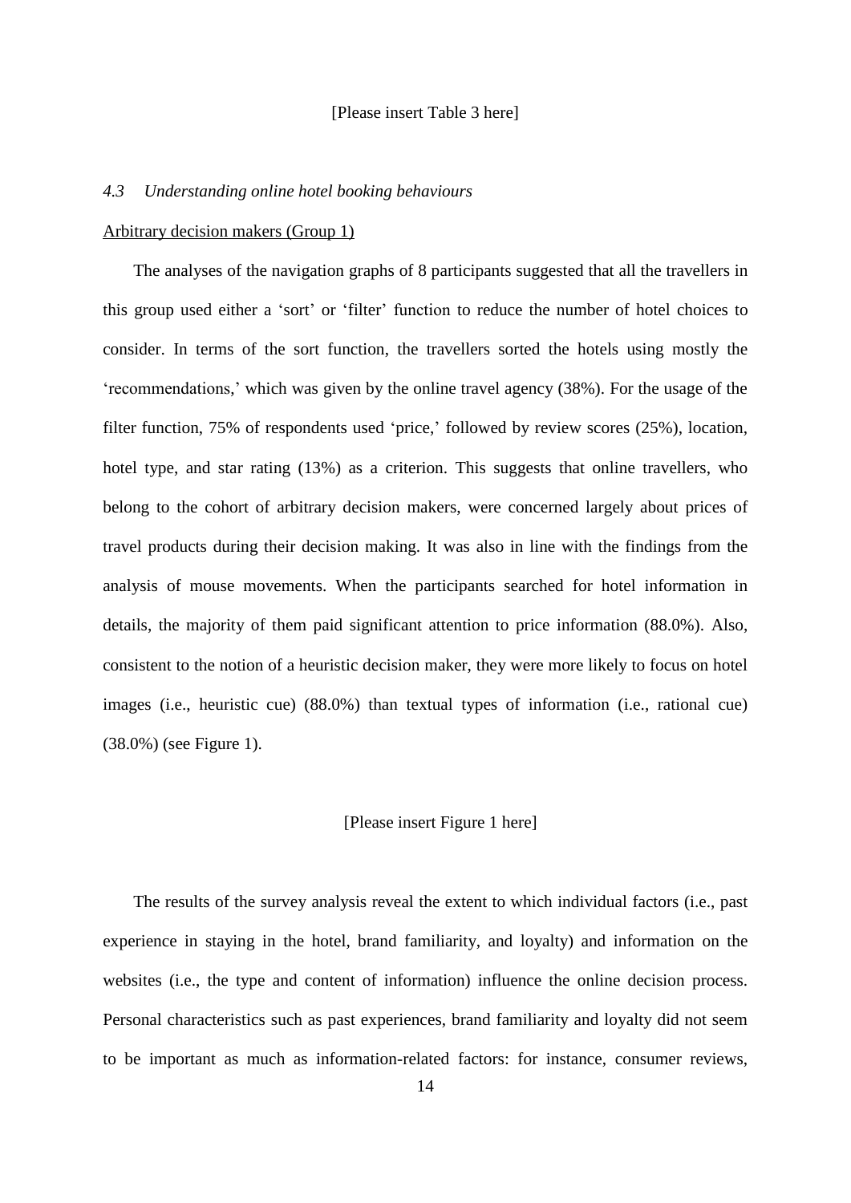[Please insert Table 3 here]

### *4.3 Understanding online hotel booking behaviours*

Arbitrary decision makers (Group 1)

The analyses of the navigation graphs of 8 participants suggested that all the travellers in this group used either a 'sort' or 'filter' function to reduce the number of hotel choices to consider. In terms of the sort function, the travellers sorted the hotels using mostly the 'recommendations,' which was given by the online travel agency (38%). For the usage of the filter function, 75% of respondents used 'price,' followed by review scores (25%), location, hotel type, and star rating (13%) as a criterion. This suggests that online travellers, who belong to the cohort of arbitrary decision makers, were concerned largely about prices of travel products during their decision making. It was also in line with the findings from the analysis of mouse movements. When the participants searched for hotel information in details, the majority of them paid significant attention to price information (88.0%). Also, consistent to the notion of a heuristic decision maker, they were more likely to focus on hotel images (i.e., heuristic cue) (88.0%) than textual types of information (i.e., rational cue) (38.0%) (see Figure 1).

[Please insert Figure 1 here]

The results of the survey analysis reveal the extent to which individual factors (i.e., past experience in staying in the hotel, brand familiarity, and loyalty) and information on the websites (i.e., the type and content of information) influence the online decision process. Personal characteristics such as past experiences, brand familiarity and loyalty did not seem to be important as much as information-related factors: for instance, consumer reviews,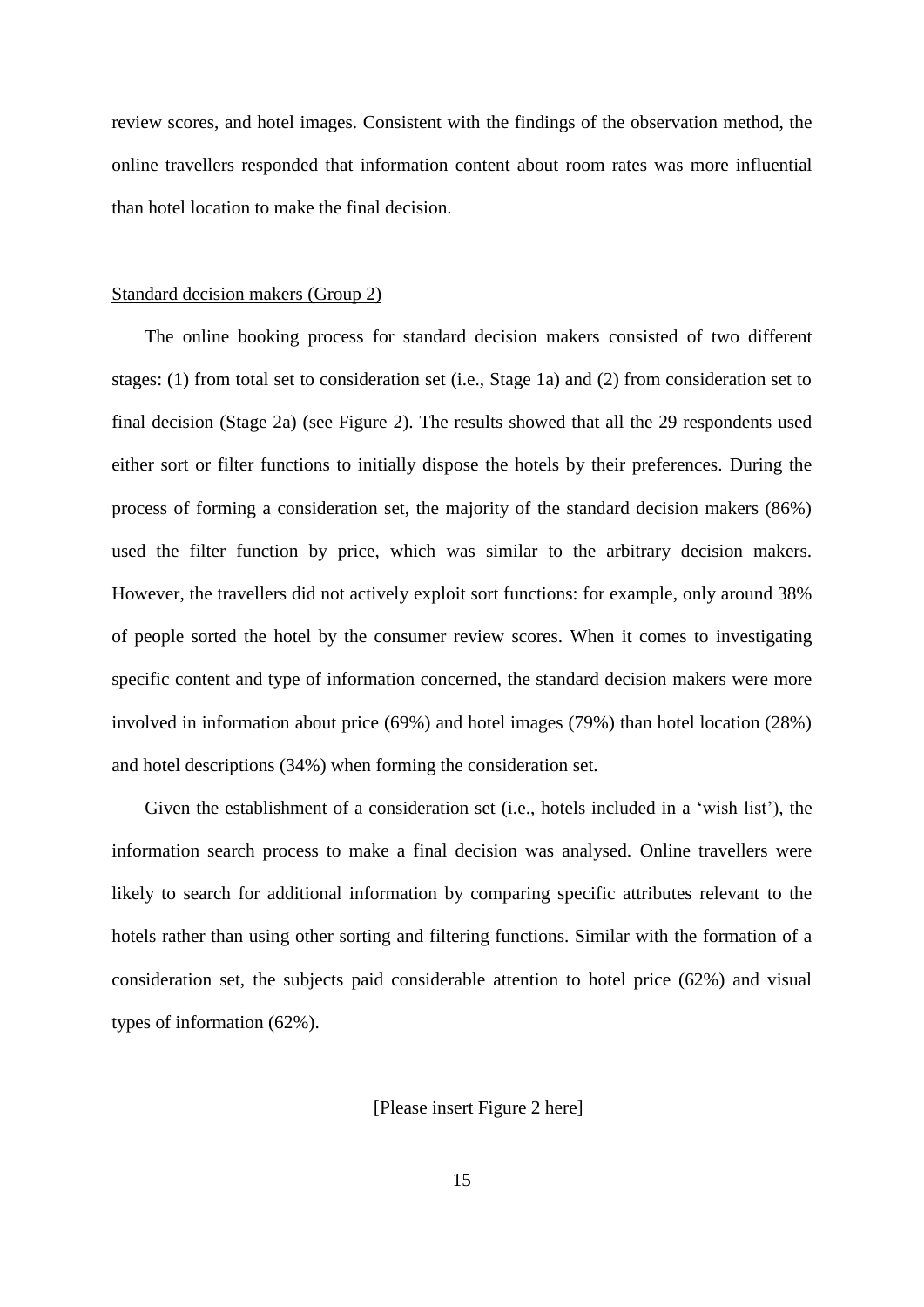review scores, and hotel images. Consistent with the findings of the observation method, the online travellers responded that information content about room rates was more influential than hotel location to make the final decision.

Standard decision makers (Group 2)

The online booking process for standard decision makers consisted of two different stages: (1) from total set to consideration set (i.e., Stage 1a) and (2) from consideration set to final decision (Stage 2a) (see Figure 2). The results showed that all the 29 respondents used either sort or filter functions to initially dispose the hotels by their preferences. During the process of forming a consideration set, the majority of the standard decision makers (86%) used the filter function by price, which was similar to the arbitrary decision makers. However, the travellers did not actively exploit sort functions: for example, only around 38% of people sorted the hotel by the consumer review scores. When it comes to investigating specific content and type of information concerned, the standard decision makers were more involved in information about price (69%) and hotel images (79%) than hotel location (28%) and hotel descriptions (34%) when forming the consideration set.

Given the establishment of a consideration set (i.e., hotels included in a 'wish list'), the information search process to make a final decision was analysed. Online travellers were likely to search for additional information by comparing specific attributes relevant to the hotels rather than using other sorting and filtering functions. Similar with the formation of a consideration set, the subjects paid considerable attention to hotel price (62%) and visual types of information (62%).

[Please insert Figure 2 here]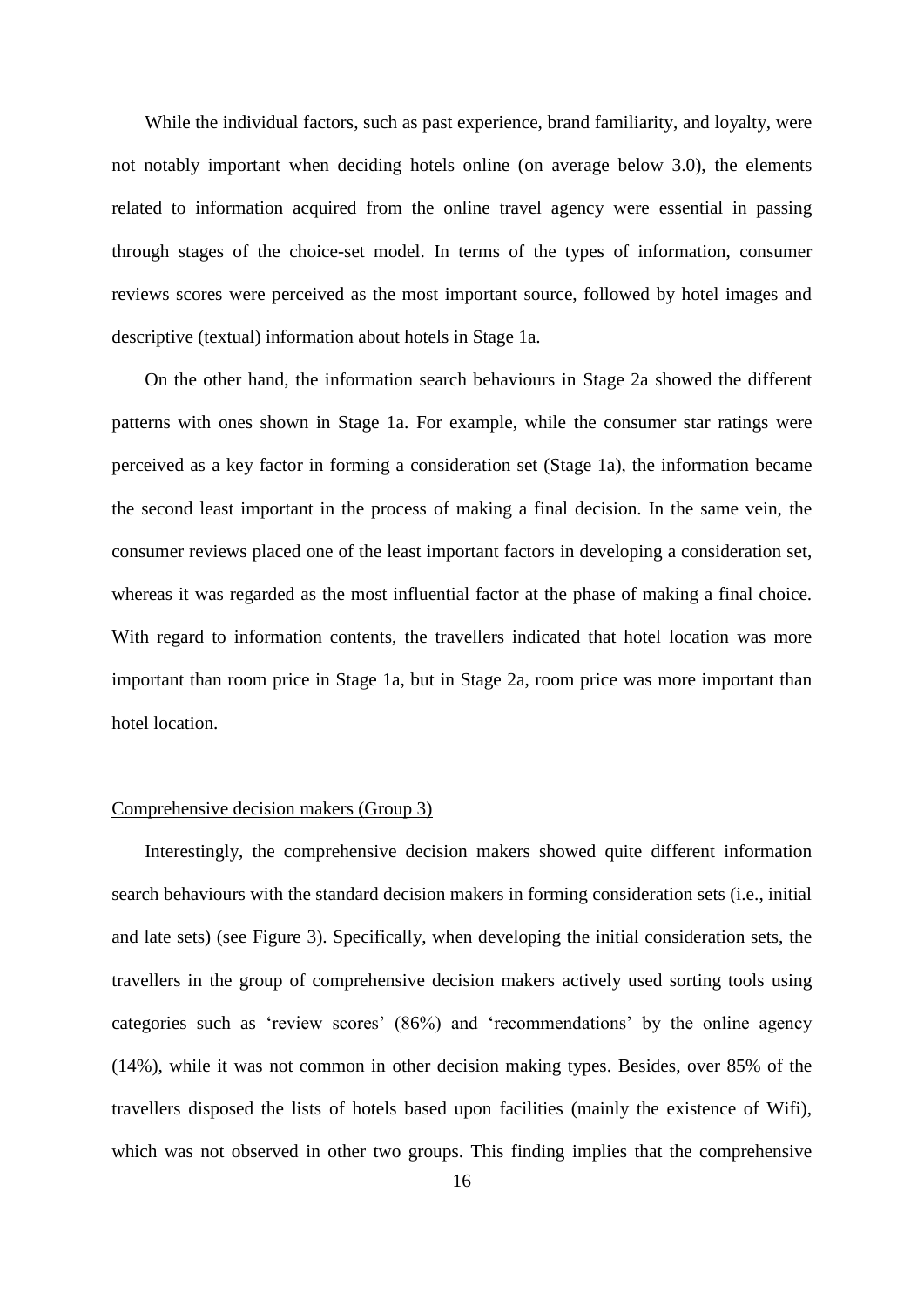While the individual factors, such as past experience, brand familiarity, and loyalty, were not notably important when deciding hotels online (on average below 3.0), the elements related to information acquired from the online travel agency were essential in passing through stages of the choice-set model. In terms of the types of information, consumer reviews scores were perceived as the most important source, followed by hotel images and descriptive (textual) information about hotels in Stage 1a.

On the other hand, the information search behaviours in Stage 2a showed the different patterns with ones shown in Stage 1a. For example, while the consumer star ratings were perceived as a key factor in forming a consideration set (Stage 1a), the information became the second least important in the process of making a final decision. In the same vein, the consumer reviews placed one of the least important factors in developing a consideration set, whereas it was regarded as the most influential factor at the phase of making a final choice. With regard to information contents, the travellers indicated that hotel location was more important than room price in Stage 1a, but in Stage 2a, room price was more important than hotel location.

Comprehensive decision makers (Group 3)

Interestingly, the comprehensive decision makers showed quite different information search behaviours with the standard decision makers in forming consideration sets (i.e., initial and late sets) (see Figure 3). Specifically, when developing the initial consideration sets, the travellers in the group of comprehensive decision makers actively used sorting tools using categories such as 'review scores' (86%) and 'recommendations' by the online agency (14%), while it was not common in other decision making types. Besides, over 85% of the travellers disposed the lists of hotels based upon facilities (mainly the existence of Wifi), which was not observed in other two groups. This finding implies that the comprehensive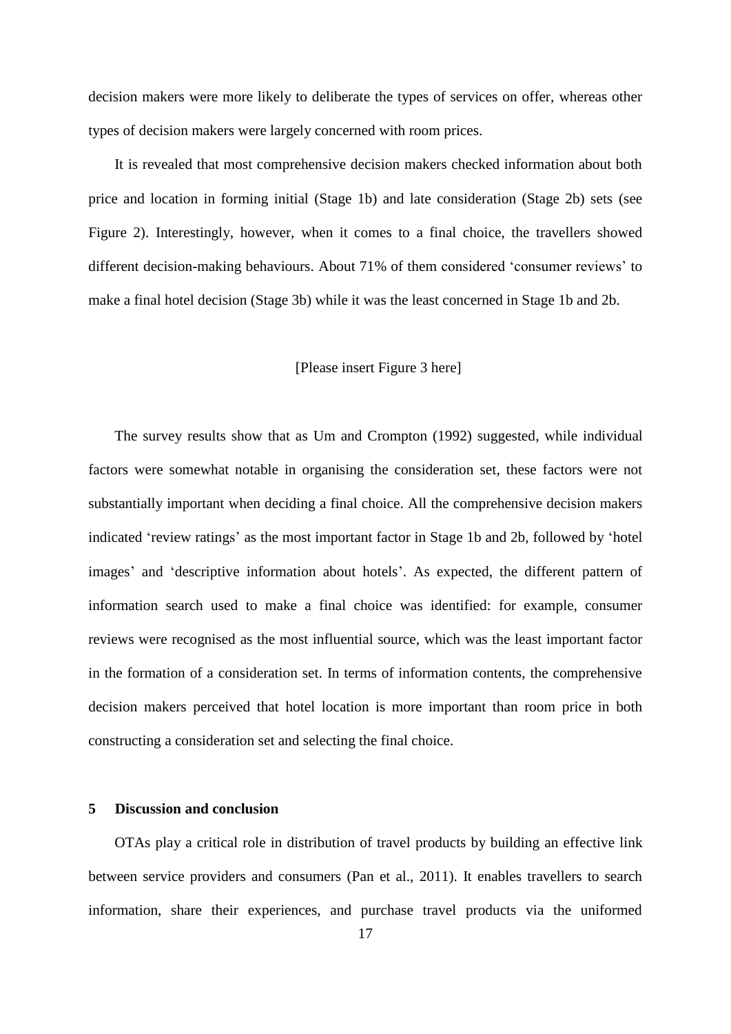decision makers were more likely to deliberate the types of services on offer, whereas other types of decision makers were largely concerned with room prices.

It is revealed that most comprehensive decision makers checked information about both price and location in forming initial (Stage 1b) and late consideration (Stage 2b) sets (see Figure 2). Interestingly, however, when it comes to a final choice, the travellers showed different decision-making behaviours. About 71% of them considered 'consumer reviews' to make a final hotel decision (Stage 3b) while it was the least concerned in Stage 1b and 2b.

[Please insert Figure 3 here]

The survey results show that as Um and Crompton (1992) suggested, while individual factors were somewhat notable in organising the consideration set, these factors were not substantially important when deciding a final choice. All the comprehensive decision makers indicated 'review ratings' as the most important factor in Stage 1b and 2b, followed by 'hotel images' and 'descriptive information about hotels'. As expected, the different pattern of information search used to make a final choice was identified: for example, consumer reviews were recognised as the most influential source, which was the least important factor in the formation of a consideration set. In terms of information contents, the comprehensive decision makers perceived that hotel location is more important than room price in both constructing a consideration set and selecting the final choice.

## 5 Discussion and conclusion

OTAs play a critical role in distribution of travel products by building an effective link between service providers and consumers (Pan et al., 2011). It enables travellers to search information, share their experiences, and purchase travel products via the uniformed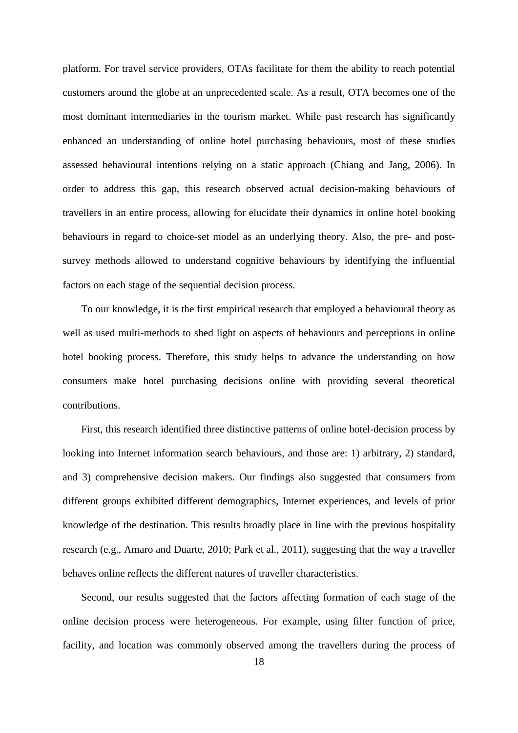platform. For travel service providers, OTAs facilitate for them the ability to reach potential customers around the globe at an unprecedented scale. As a result, OTA becomes one of the most dominant intermediaries in the tourism market. While past research has significantly enhanced an understanding of online hotel purchasing behaviours, most of these studies assessed behavioural intentions relying on a static approach (Chiang and Jang, 2006). In order to address this gap, this research observed actual decision-making behaviours of travellers in an entire process, allowing for elucidate their dynamics in online hotel booking behaviours in regard to choice-set model as an underlying theory. Also, the pre- and post-survey methods allowed to understand cognitive behaviours by identifying the influential factors on each stage of the sequential decision process.

To our knowledge, it is the first empirical research that employed a behavioural theory as well as used multi-methods to shed light on aspects of behaviours and perceptions in online hotel booking process. Therefore, this study helps to advance the understanding on how consumers make hotel purchasing decisions online with providing several theoretical contributions.

First, this research identified three distinctive patterns of online hotel-decision process by looking into Internet information search behaviours, and those are: 1) arbitrary, 2) standard, and 3) comprehensive decision makers. Our findings also suggested that consumers from different groups exhibited different demographics, Internet experiences, and levels of prior knowledge of the destination. This results broadly place in line with the previous hospitality research (e.g., Amaro and Duarte, 2010; Park et al., 2011), suggesting that the way a traveller behaves online reflects the different natures of traveller characteristics.

Second, our results suggested that the factors affecting formation of each stage of the online decision process were heterogeneous. For example, using filter function of price, facility, and location was commonly observed among the travellers during the process of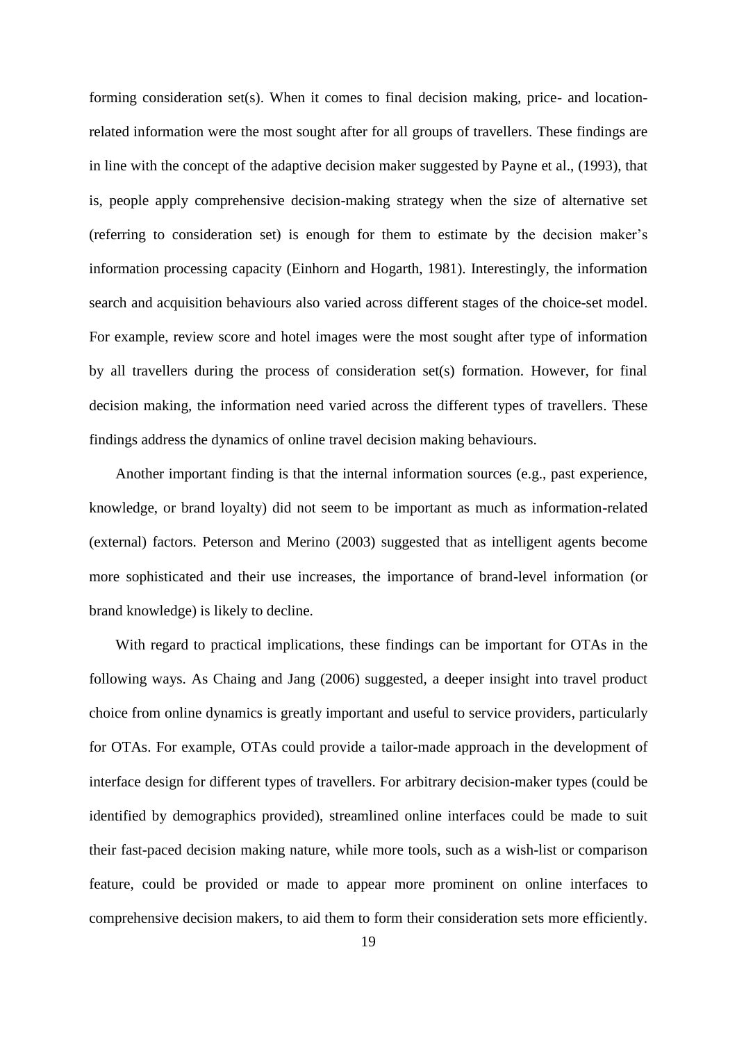forming consideration set(s). When it comes to final decision making, price- and location-related information were the most sought after for all groups of travellers. These findings are in line with the concept of the adaptive decision maker suggested by Payne et al., (1993), that is, people apply comprehensive decision-making strategy when the size of alternative set (referring to consideration set) is enough for them to estimate by the decision maker's information processing capacity (Einhorn and Hogarth, 1981). Interestingly, the information search and acquisition behaviours also varied across different stages of the choice-set model. For example, review score and hotel images were the most sought after type of information by all travellers during the process of consideration set(s) formation. However, for final decision making, the information need varied across the different types of travellers. These findings address the dynamics of online travel decision making behaviours.

Another important finding is that the internal information sources (e.g., past experience, knowledge, or brand loyalty) did not seem to be important as much as information-related (external) factors. Peterson and Merino (2003) suggested that as intelligent agents become more sophisticated and their use increases, the importance of brand-level information (or brand knowledge) is likely to decline.

With regard to practical implications, these findings can be important for OTAs in the following ways. As Chaing and Jang (2006) suggested, a deeper insight into travel product choice from online dynamics is greatly important and useful to service providers, particularly for OTAs. For example, OTAs could provide a tailor-made approach in the development of interface design for different types of travellers. For arbitrary decision-maker types (could be identified by demographics provided), streamlined online interfaces could be made to suit their fast-paced decision making nature, while more tools, such as a wish-list or comparison feature, could be provided or made to appear more prominent on online interfaces to comprehensive decision makers, to aid them to form their consideration sets more efficiently.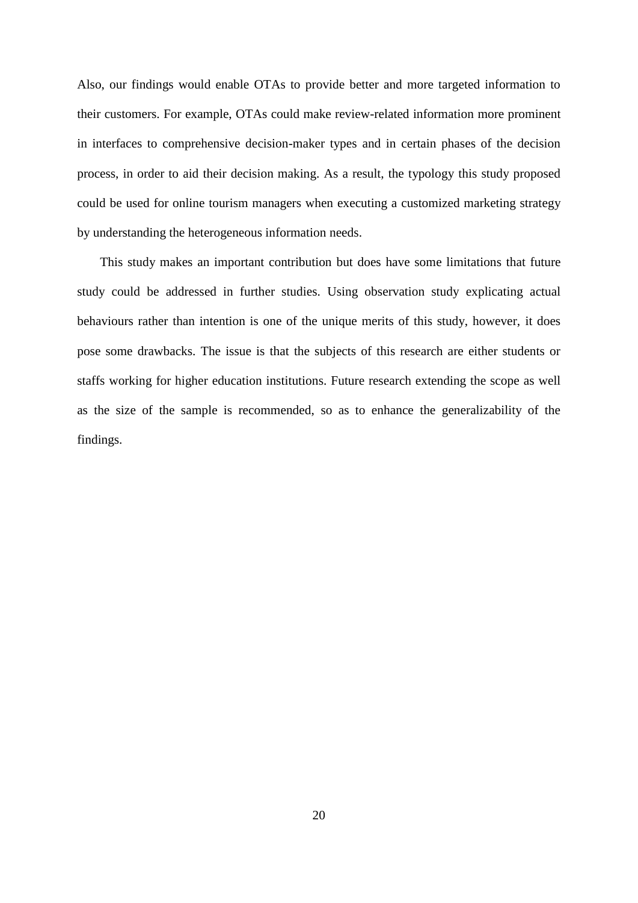Also, our findings would enable OTAs to provide better and more targeted information to their customers. For example, OTAs could make review-related information more prominent in interfaces to comprehensive decision-maker types and in certain phases of the decision process, in order to aid their decision making. As a result, the typology this study proposed could be used for online tourism managers when executing a customized marketing strategy by understanding the heterogeneous information needs.

This study makes an important contribution but does have some limitations that future study could be addressed in further studies. Using observation study explicating actual behaviours rather than intention is one of the unique merits of this study, however, it does pose some drawbacks. The issue is that the subjects of this research are either students or staffs working for higher education institutions. Future research extending the scope as well as the size of the sample is recommended, so as to enhance the generalizability of the findings.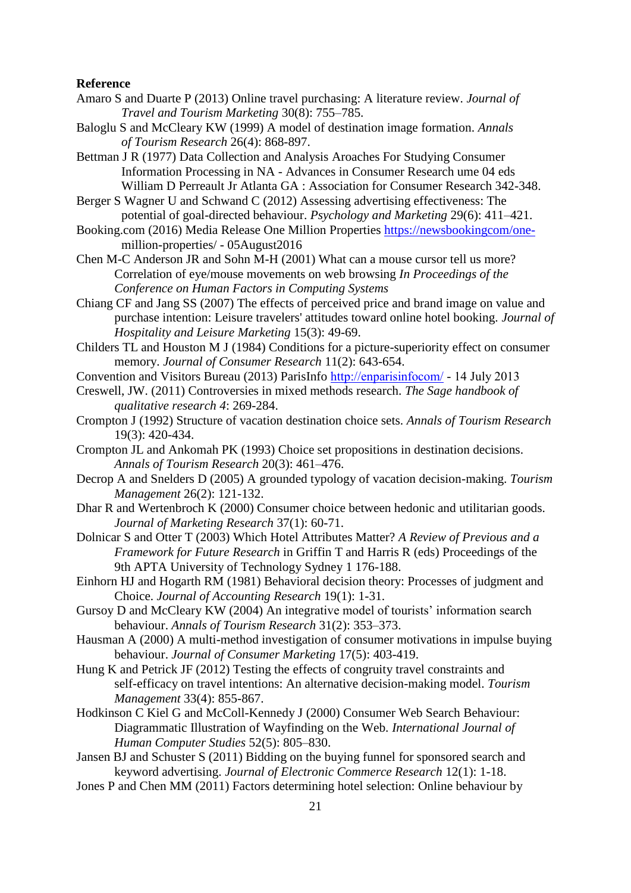**Reference**

Amaro S and Duarte P (2013) Online travel purchasing: A literature review. *Journal of Travel and Tourism Marketing* 30(8): 755–785.

Baloglu S and McCleary KW (1999) A model of destination image formation. *Annals of Tourism Research* 26(4): 868-897.

Bettman J R (1977) Data Collection and Analysis Aroaches For Studying Consumer Information Processing in NA - Advances in Consumer Research ume 04 eds William D Perreault Jr Atlanta GA : Association for Consumer Research 342-348.

Berger S Wagner U and Schwand C (2012) Assessing advertising effectiveness: The potential of goal-directed behaviour. *Psychology and Marketing* 29(6): 411–421.

Booking.com (2016) Media Release One Million Properties https://newsbookingcom/one-million-properties/ - 05August2016

Chen M-C Anderson JR and Sohn M-H (2001) What can a mouse cursor tell us more? Correlation of eye/mouse movements on web browsing *In Proceedings of the Conference on Human Factors in Computing Systems*

Chiang CF and Jang SS (2007) The effects of perceived price and brand image on value and purchase intention: Leisure travelers' attitudes toward online hotel booking. *Journal of Hospitality and Leisure Marketing* 15(3): 49-69.

Childers TL and Houston M J (1984) Conditions for a picture-superiority effect on consumer memory. *Journal of Consumer Research* 11(2): 643-654.

Convention and Visitors Bureau (2013) ParisInfo http://enparisinfocom/ - 14 July 2013

Creswell, JW. (2011) Controversies in mixed methods research. *The Sage handbook of qualitative research 4*: 269-284.

Crompton J (1992) Structure of vacation destination choice sets. *Annals of Tourism Research* 19(3): 420-434.

Crompton JL and Ankomah PK (1993) Choice set propositions in destination decisions. *Annals of Tourism Research* 20(3): 461–476.

Decrop A and Snelders D (2005) A grounded typology of vacation decision-making. *Tourism Management* 26(2): 121-132.

Dhar R and Wertenbroch K (2000) Consumer choice between hedonic and utilitarian goods. *Journal of Marketing Research* 37(1): 60-71.

Dolnicar S and Otter T (2003) Which Hotel Attributes Matter? *A Review of Previous and a Framework for Future Research* in Griffin T and Harris R (eds) Proceedings of the 9th APTA University of Technology Sydney 1 176-188.

Einhorn HJ and Hogarth RM (1981) Behavioral decision theory: Processes of judgment and Choice. *Journal of Accounting Research* 19(1): 1-31.

Gursoy D and McCleary KW (2004) An integrative model of tourists' information search behaviour. *Annals of Tourism Research* 31(2): 353–373.

Hausman A (2000) A multi-method investigation of consumer motivations in impulse buying behaviour. *Journal of Consumer Marketing* 17(5): 403-419.

Hung K and Petrick JF (2012) Testing the effects of congruity travel constraints and self-efficacy on travel intentions: An alternative decision-making model. *Tourism Management* 33(4): 855-867.

Hodkinson C Kiel G and McColl-Kennedy J (2000) Consumer Web Search Behaviour: Diagrammatic Illustration of Wayfinding on the Web. *International Journal of Human Computer Studies* 52(5): 805–830.

Jansen BJ and Schuster S (2011) Bidding on the buying funnel for sponsored search and keyword advertising. *Journal of Electronic Commerce Research* 12(1): 1-18.

Jones P and Chen MM (2011) Factors determining hotel selection: Online behaviour by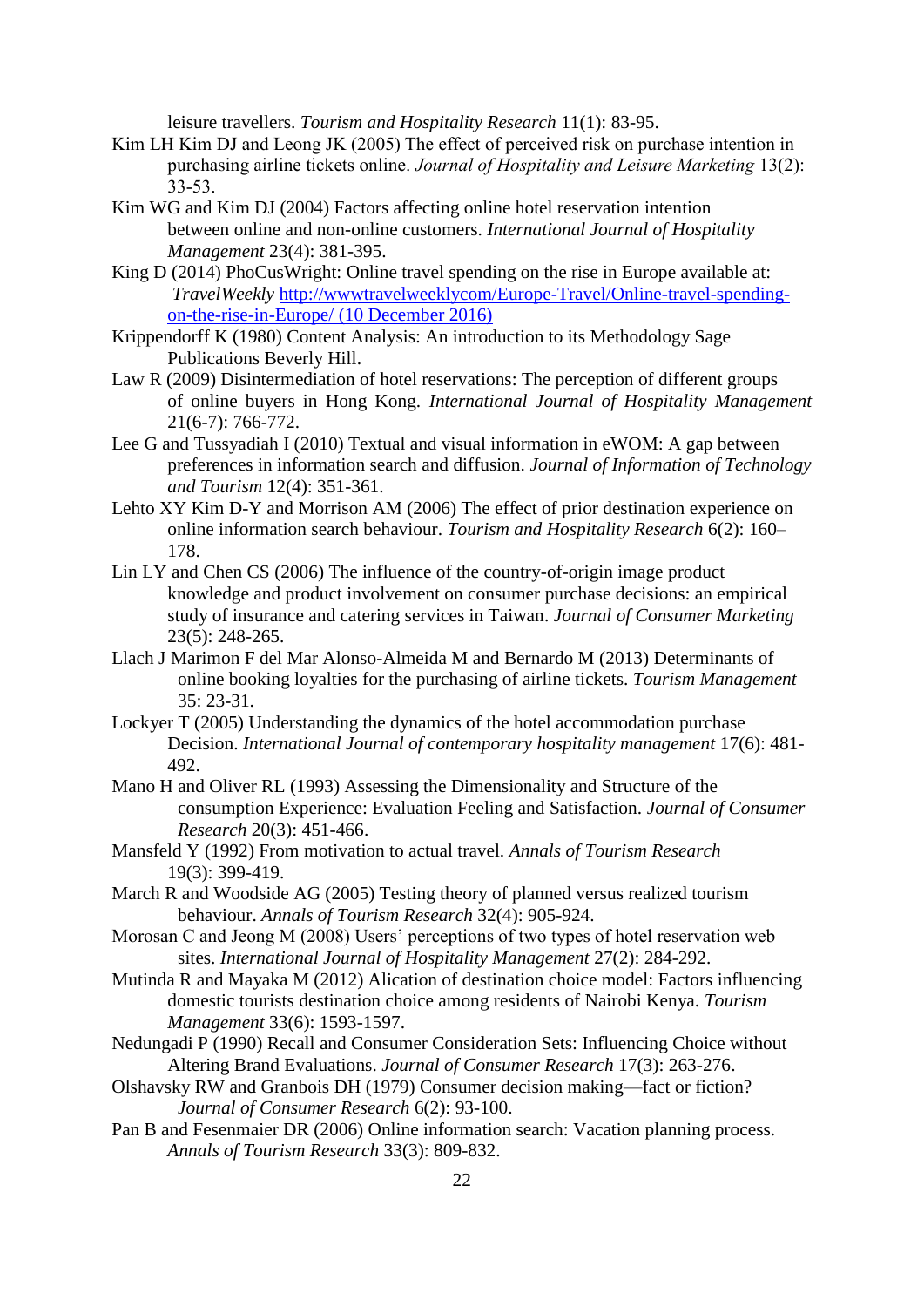leisure travellers. *Tourism and Hospitality Research* 11(1): 83-95.

Kim LH Kim DJ and Leong JK (2005) The effect of perceived risk on purchase intention in purchasing airline tickets online. *Journal of Hospitality and Leisure Marketing* 13(2): 33-53.

Kim WG and Kim DJ (2004) Factors affecting online hotel reservation intention between online and non-online customers. *International Journal of Hospitality Management* 23(4): 381-395.

King D (2014) PhoCusWright: Online travel spending on the rise in Europe available at: *TravelWeekly* http://wwwtravelweeklycom/Europe-Travel/Online-travel-spending-on-the-rise-in-Europe/ (10 December 2016)

Krippendorff K (1980) Content Analysis: An introduction to its Methodology Sage Publications Beverly Hill.

Law R (2009) Disintermediation of hotel reservations: The perception of different groups of online buyers in Hong Kong. *International Journal of Hospitality Management* 21(6-7): 766-772.

Lee G and Tussyadiah I (2010) Textual and visual information in eWOM: A gap between preferences in information search and diffusion. *Journal of Information of Technology and Tourism* 12(4): 351-361.

Lehto XY Kim D-Y and Morrison AM (2006) The effect of prior destination experience on online information search behaviour. *Tourism and Hospitality Research* 6(2): 160–178.

Lin LY and Chen CS (2006) The influence of the country-of-origin image product knowledge and product involvement on consumer purchase decisions: an empirical study of insurance and catering services in Taiwan. *Journal of Consumer Marketing* 23(5): 248-265.

Llach J Marimon F del Mar Alonso-Almeida M and Bernardo M (2013) Determinants of online booking loyalties for the purchasing of airline tickets. *Tourism Management* 35: 23-31.

Lockyer T (2005) Understanding the dynamics of the hotel accommodation purchase Decision. *International Journal of contemporary hospitality management* 17(6): 481-492.

Mano H and Oliver RL (1993) Assessing the Dimensionality and Structure of the consumption Experience: Evaluation Feeling and Satisfaction. *Journal of Consumer Research* 20(3): 451-466.

Mansfeld Y (1992) From motivation to actual travel. *Annals of Tourism Research* 19(3): 399-419.

March R and Woodside AG (2005) Testing theory of planned versus realized tourism behaviour. *Annals of Tourism Research* 32(4): 905-924.

Morosan C and Jeong M (2008) Users' perceptions of two types of hotel reservation web sites. *International Journal of Hospitality Management* 27(2): 284-292.

Mutinda R and Mayaka M (2012) Alication of destination choice model: Factors influencing domestic tourists destination choice among residents of Nairobi Kenya. *Tourism Management* 33(6): 1593-1597.

Nedungadi P (1990) Recall and Consumer Consideration Sets: Influencing Choice without Altering Brand Evaluations. *Journal of Consumer Research* 17(3): 263-276.

Olshavsky RW and Granbois DH (1979) Consumer decision making—fact or fiction? *Journal of Consumer Research* 6(2): 93-100.

Pan B and Fesenmaier DR (2006) Online information search: Vacation planning process. *Annals of Tourism Research* 33(3): 809-832.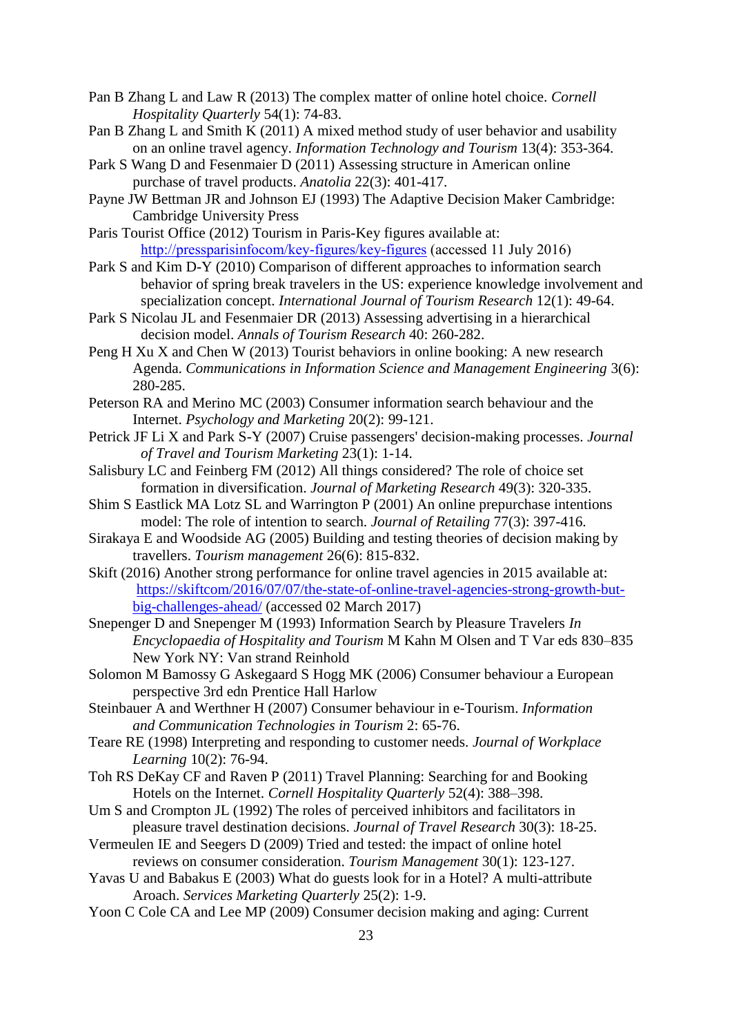Pan B Zhang L and Law R (2013) The complex matter of online hotel choice. *Cornell Hospitality Quarterly* 54(1): 74-83.

Pan B Zhang L and Smith K (2011) A mixed method study of user behavior and usability on an online travel agency. *Information Technology and Tourism* 13(4): 353-364.

Park S Wang D and Fesenmaier D (2011) Assessing structure in American online purchase of travel products. *Anatolia* 22(3): 401-417.

Payne JW Bettman JR and Johnson EJ (1993) The Adaptive Decision Maker Cambridge: Cambridge University Press

Paris Tourist Office (2012) Tourism in Paris-Key figures available at: http://pressparisinfocom/key-figures/key-figures (accessed 11 July 2016)

Park S and Kim D-Y (2010) Comparison of different approaches to information search behavior of spring break travelers in the US: experience knowledge involvement and specialization concept. *International Journal of Tourism Research* 12(1): 49-64.

Park S Nicolau JL and Fesenmaier DR (2013) Assessing advertising in a hierarchical decision model. *Annals of Tourism Research* 40: 260-282.

Peng H Xu X and Chen W (2013) Tourist behaviors in online booking: A new research Agenda. *Communications in Information Science and Management Engineering* 3(6): 280-285.

Peterson RA and Merino MC (2003) Consumer information search behaviour and the Internet. *Psychology and Marketing* 20(2): 99-121.

Petrick JF Li X and Park S-Y (2007) Cruise passengers' decision-making processes. *Journal of Travel and Tourism Marketing* 23(1): 1-14.

Salisbury LC and Feinberg FM (2012) All things considered? The role of choice set formation in diversification. *Journal of Marketing Research* 49(3): 320-335.

Shim S Eastlick MA Lotz SL and Warrington P (2001) An online prepurchase intentions model: The role of intention to search. *Journal of Retailing* 77(3): 397-416.

Sirakaya E and Woodside AG (2005) Building and testing theories of decision making by travellers. *Tourism management* 26(6): 815-832.

Skift (2016) Another strong performance for online travel agencies in 2015 available at: https://skiftcom/2016/07/07/the-state-of-online-travel-agencies-strong-growth-but-big-challenges-ahead/ (accessed 02 March 2017)

Snepenger D and Snepenger M (1993) Information Search by Pleasure Travelers *In Encyclopaedia of Hospitality and Tourism* M Kahn M Olsen and T Var eds 830–835 New York NY: Van strand Reinhold

Solomon M Bamossy G Askegaard S Hogg MK (2006) Consumer behaviour a European perspective 3rd edn Prentice Hall Harlow

Steinbauer A and Werthner H (2007) Consumer behaviour in e-Tourism. *Information and Communication Technologies in Tourism* 2: 65-76.

Teare RE (1998) Interpreting and responding to customer needs. *Journal of Workplace Learning* 10(2): 76-94.

Toh RS DeKay CF and Raven P (2011) Travel Planning: Searching for and Booking Hotels on the Internet. *Cornell Hospitality Quarterly* 52(4): 388–398.

Um S and Crompton JL (1992) The roles of perceived inhibitors and facilitators in pleasure travel destination decisions. *Journal of Travel Research* 30(3): 18-25.

Vermeulen IE and Seegers D (2009) Tried and tested: the impact of online hotel reviews on consumer consideration. *Tourism Management* 30(1): 123-127.

Yavas U and Babakus E (2003) What do guests look for in a Hotel? A multi-attribute Aroach. *Services Marketing Quarterly* 25(2): 1-9.

Yoon C Cole CA and Lee MP (2009) Consumer decision making and aging: Current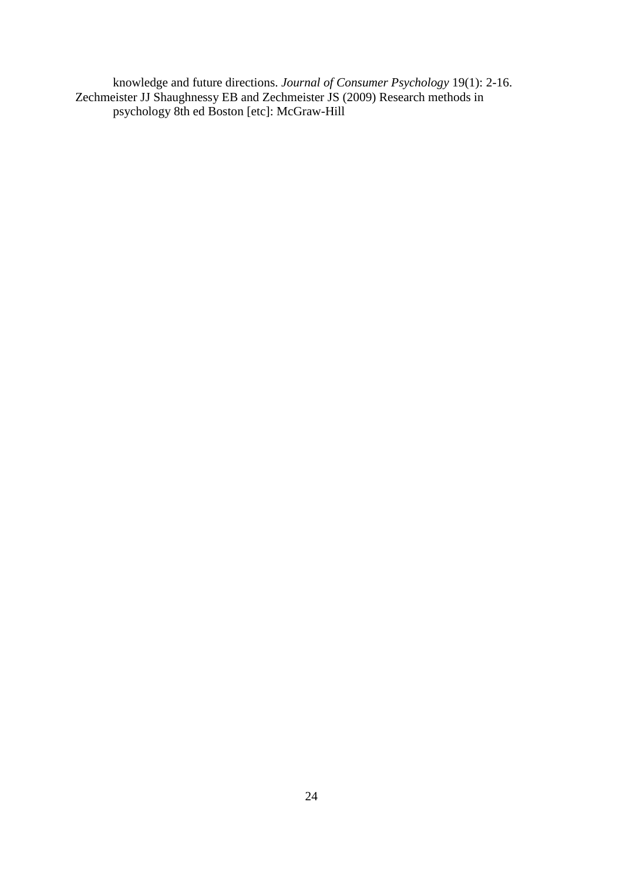knowledge and future directions. *Journal of Consumer Psychology* 19(1): 2-16.

Zechmeister JJ Shaughnessy EB and Zechmeister JS (2009) Research methods in psychology 8th ed Boston [etc]: McGraw-Hill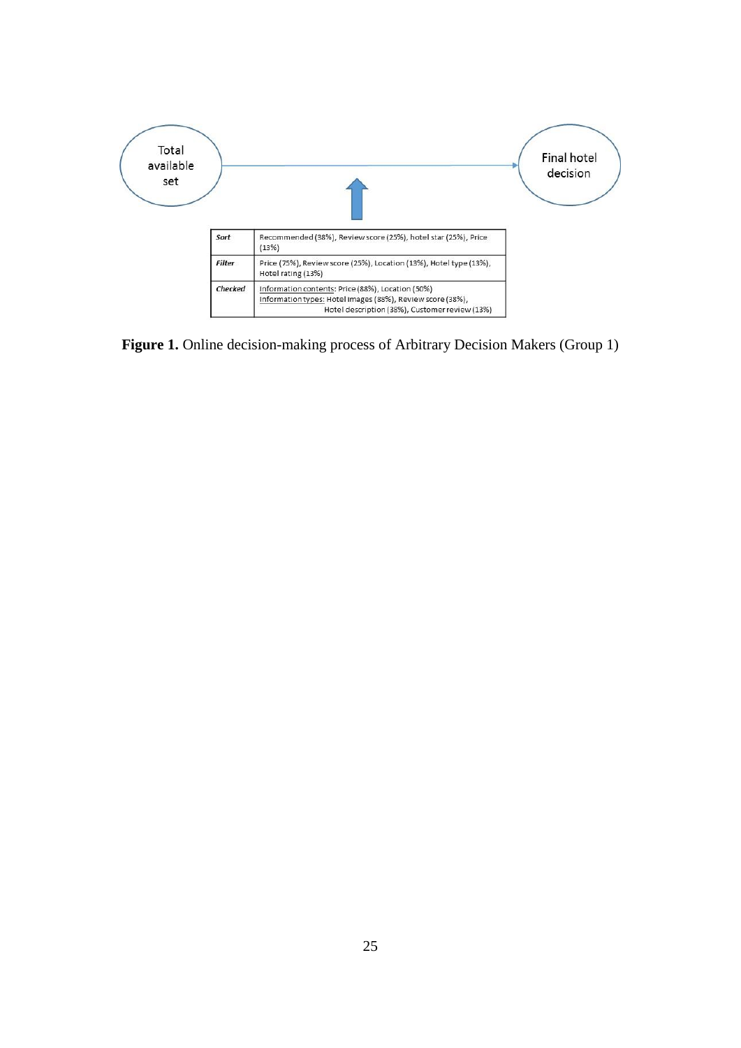Total available set

Final hotel decision

| | |
|---|---|
| *Sort* | Recommended (38%), Review score (25%), hotel star (25%), Price (13%) |
| *Filter* | Price (75%), Review score (25%), Location (13%), Hotel type (13%), Hotel rating (13%) |
| *Checked* | Information contents: Price (88%), Location (50%) Information types: Hotel images (88%), Review score (38%), Hotel description (38%), Customer review (13%) |

**Figure 1.** Online decision-making process of Arbitrary Decision Makers (Group 1)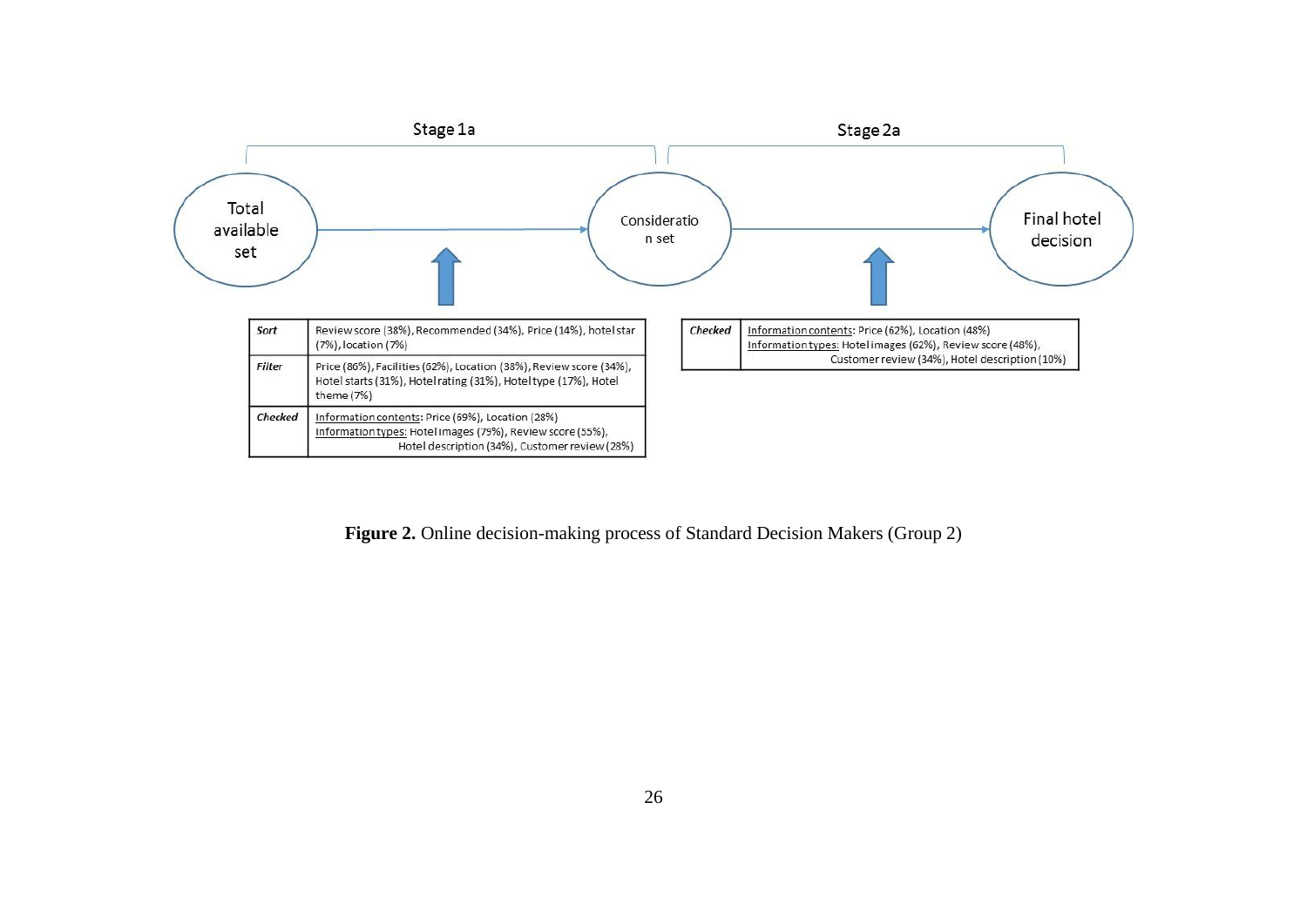Stage 1a

Stage 2a

Total available set

Consideration set

Final hotel decision

| | |
|---|---|
| *Sort* | Review score (38%), Recommended (34%), Price (14%), hotel star (7%), location (7%) |
| *Filter* | Price (86%), Facilities (62%), Location (38%), Review score (34%), Hotel starts (31%), Hotel rating (31%), Hotel type (17%), Hotel theme (7%) |
| *Checked* | Information contents: Price (69%), Location (28%) Information types: Hotel images (79%), Review score (55%), Hotel description (34%), Customer review (28%) |

| | |
|---|---|
| *Checked* | Information contents: Price (62%), Location (48%) Information types: Hotel images (62%), Review score (48%), Customer review (34%), Hotel description (10%) |

**Figure 2.** Online decision-making process of Standard Decision Makers (Group 2)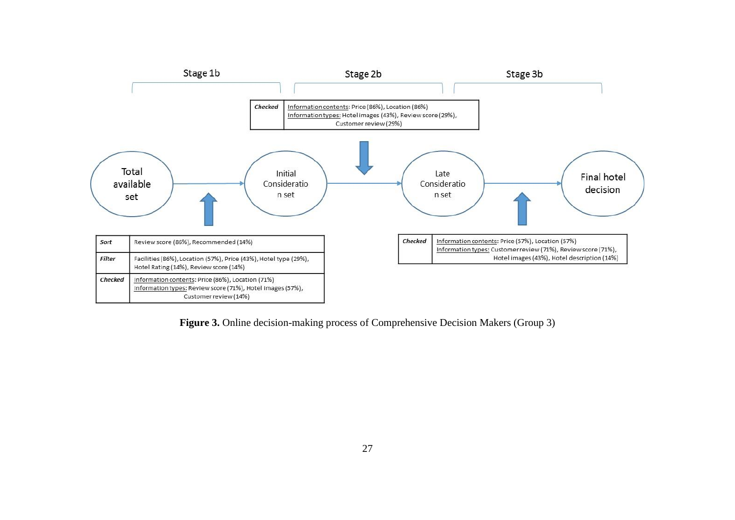Stage 1b

Stage 2b

Stage 3b

| | |
|---|---|
| *Checked* | Information contents: Price (86%), Location (86%)<br>Information types: Hotel images (43%), Review score (29%), Customer review (29%) |

Total available set

Initial Consideration set

Late Consideration set

Final hotel decision

| | |
|---|---|
| *Sort* | Review score (86%), Recommended (14%) |
| *Filter* | Facilities (86%), Location (57%), Price (43%), Hotel type (29%), Hotel Rating (14%), Review score (14%) |
| *Checked* | Information contents: Price (86%), Location (71%)<br>Information types: Review score (71%), Hotel images (57%), Customer review (14%) |

| | |
|---|---|
| *Checked* | Information contents: Price (57%), Location (57%)<br>Information types: Customer review (71%), Review score (71%), Hotel images (43%), Hotel description (14%) |

**Figure 3.** Online decision-making process of Comprehensive Decision Makers (Group 3)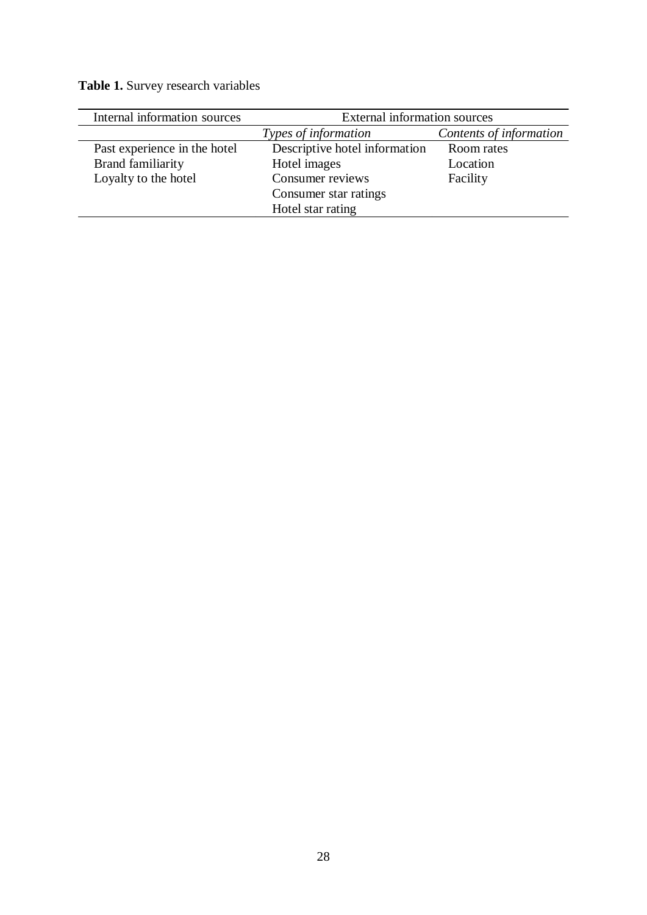**Table 1.** Survey research variables

| Internal information sources | External information sources | |
|---|---|---|
| | *Types of information* | *Contents of information* |
| Past experience in the hotel | Descriptive hotel information | Room rates |
| Brand familiarity | Hotel images | Location |
| Loyalty to the hotel | Consumer reviews | Facility |
| | Consumer star ratings | |
| | Hotel star rating | |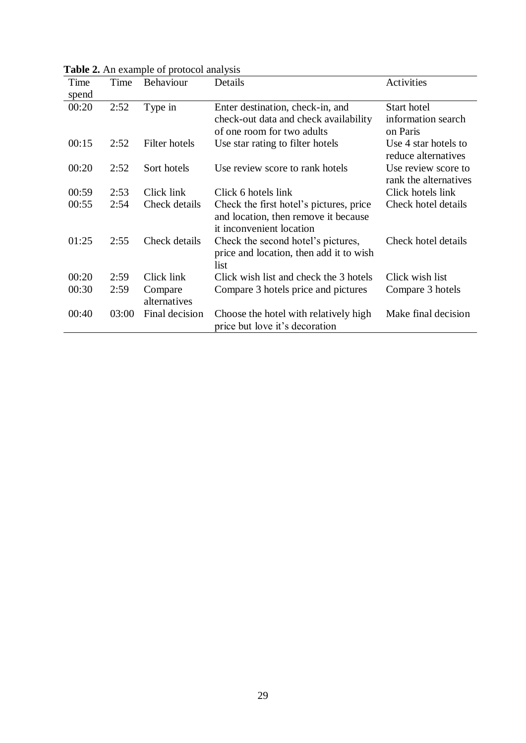**Table 2.** An example of protocol analysis

| Time spend | Time | Behaviour | Details | Activities |
|---|---|---|---|---|
| 00:20 | 2:52 | Type in | Enter destination, check-in, and check-out data and check availability of one room for two adults | Start hotel information search on Paris |
| 00:15 | 2:52 | Filter hotels | Use star rating to filter hotels | Use 4 star hotels to reduce alternatives |
| 00:20 | 2:52 | Sort hotels | Use review score to rank hotels | Use review score to rank the alternatives |
| 00:59 | 2:53 | Click link | Click 6 hotels link | Click hotels link |
| 00:55 | 2:54 | Check details | Check the first hotel's pictures, price and location, then remove it because it inconvenient location | Check hotel details |
| 01:25 | 2:55 | Check details | Check the second hotel's pictures, price and location, then add it to wish list | Check hotel details |
| 00:20 | 2:59 | Click link | Click wish list and check the 3 hotels | Click wish list |
| 00:30 | 2:59 | Compare alternatives | Compare 3 hotels price and pictures | Compare 3 hotels |
| 00:40 | 03:00 | Final decision | Choose the hotel with relatively high price but love it's decoration | Make final decision |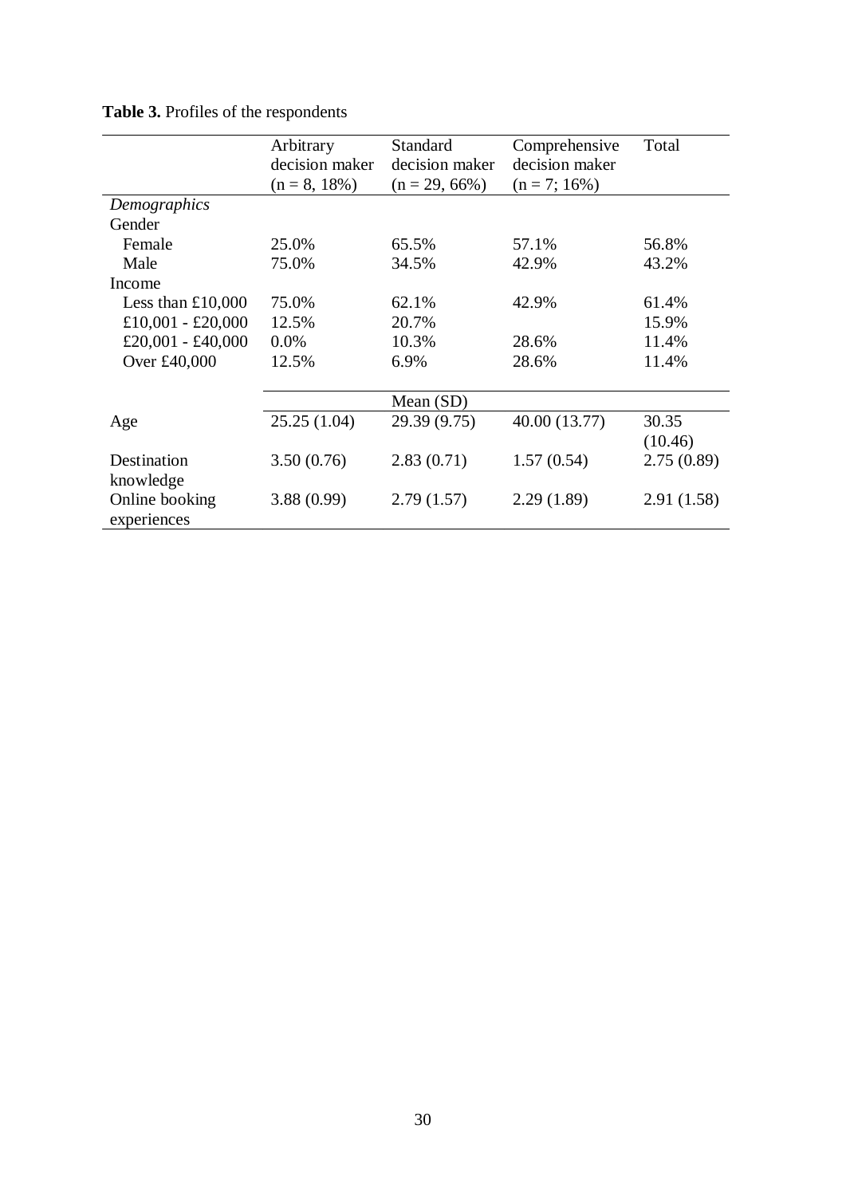**Table 3.** Profiles of the respondents

| | Arbitrary decision maker (n = 8, 18%) | Standard decision maker (n = 29, 66%) | Comprehensive decision maker (n = 7; 16%) | Total |
|---|---|---|---|---|
| *Demographics* | | | | |
| Gender | | | | |
| Female | 25.0% | 65.5% | 57.1% | 56.8% |
| Male | 75.0% | 34.5% | 42.9% | 43.2% |
| Income | | | | |
| Less than £10,000 | 75.0% | 62.1% | 42.9% | 61.4% |
| £10,001 - £20,000 | 12.5% | 20.7% | | 15.9% |
| £20,001 - £40,000 | 0.0% | 10.3% | 28.6% | 11.4% |
| Over £40,000 | 12.5% | 6.9% | 28.6% | 11.4% |
| | | Mean (SD) | | |
| Age | 25.25 (1.04) | 29.39 (9.75) | 40.00 (13.77) | 30.35 (10.46) |
| Destination knowledge | 3.50 (0.76) | 2.83 (0.71) | 1.57 (0.54) | 2.75 (0.89) |
| Online booking experiences | 3.88 (0.99) | 2.79 (1.57) | 2.29 (1.89) | 2.91 (1.58) |